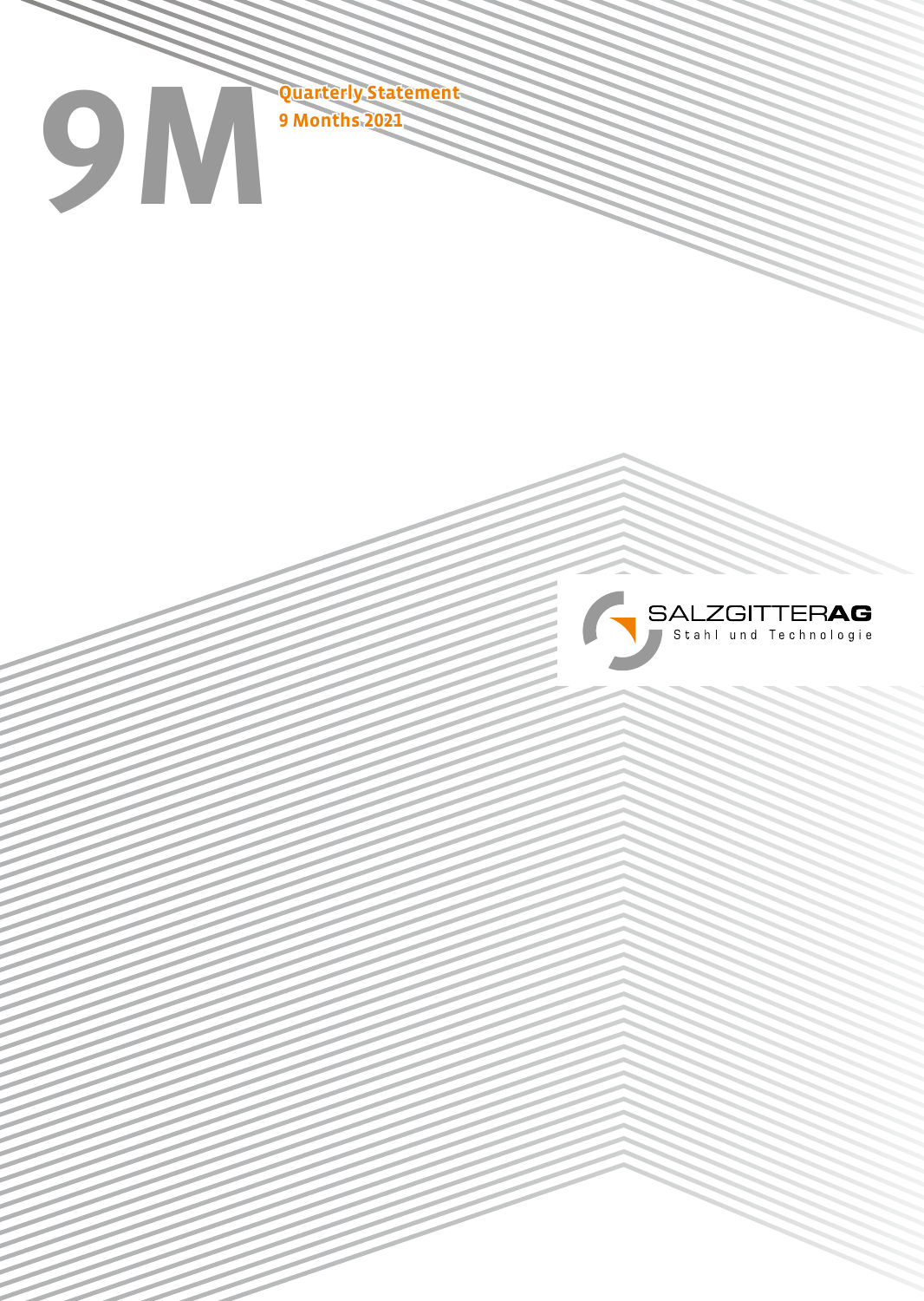# 9M

**Quarterly Statement**
**9 Months 2021**

SALZGITTER**AG**
Stahl und Technologie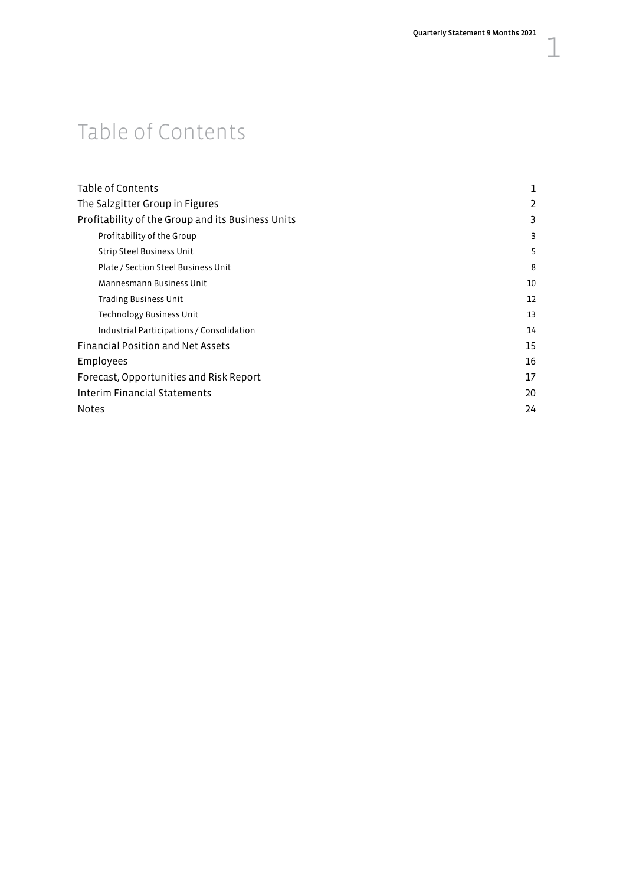# Table of Contents

| | |
|---|---|
| Table of Contents | 1 |
| The Salzgitter Group in Figures | 2 |
| Profitability of the Group and its Business Units | 3 |
| Profitability of the Group | 3 |
| Strip Steel Business Unit | 5 |
| Plate / Section Steel Business Unit | 8 |
| Mannesmann Business Unit | 10 |
| Trading Business Unit | 12 |
| Technology Business Unit | 13 |
| Industrial Participations / Consolidation | 14 |
| Financial Position and Net Assets | 15 |
| Employees | 16 |
| Forecast, Opportunities and Risk Report | 17 |
| Interim Financial Statements | 20 |
| Notes | 24 |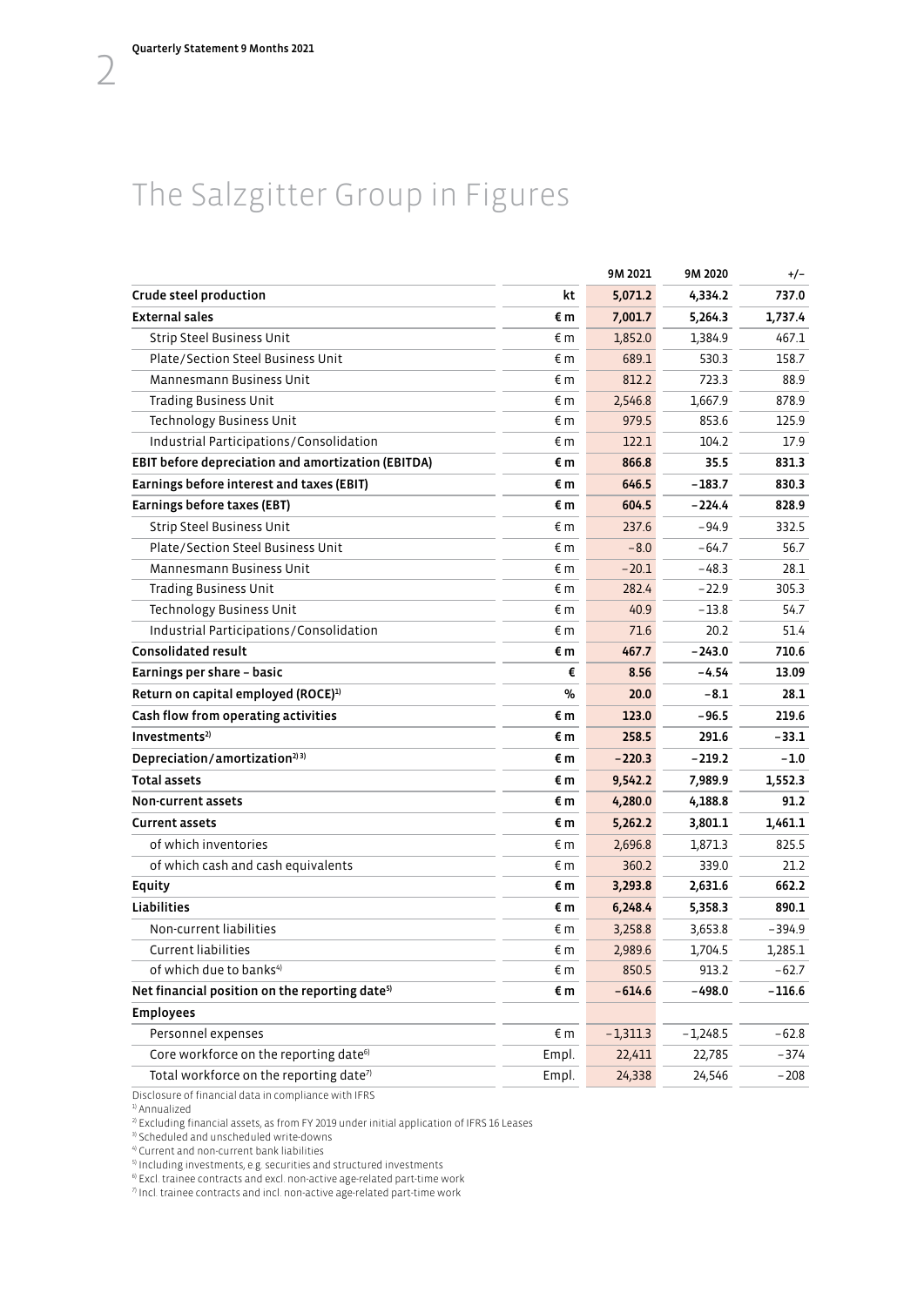# The Salzgitter Group in Figures

| | | 9M 2021 | 9M 2020 | +/– |
|---|---|---|---|---|
| **Crude steel production** | **kt** | **5,071.2** | **4,334.2** | **737.0** |
| **External sales** | **€ m** | **7,001.7** | **5,264.3** | **1,737.4** |
| Strip Steel Business Unit | € m | 1,852.0 | 1,384.9 | 467.1 |
| Plate/Section Steel Business Unit | € m | 689.1 | 530.3 | 158.7 |
| Mannesmann Business Unit | € m | 812.2 | 723.3 | 88.9 |
| Trading Business Unit | € m | 2,546.8 | 1,667.9 | 878.9 |
| Technology Business Unit | € m | 979.5 | 853.6 | 125.9 |
| Industrial Participations/Consolidation | € m | 122.1 | 104.2 | 17.9 |
| **EBIT before depreciation and amortization (EBITDA)** | **€ m** | **866.8** | **35.5** | **831.3** |
| **Earnings before interest and taxes (EBIT)** | **€ m** | **646.5** | **–183.7** | **830.3** |
| **Earnings before taxes (EBT)** | **€ m** | **604.5** | **–224.4** | **828.9** |
| Strip Steel Business Unit | € m | 237.6 | –94.9 | 332.5 |
| Plate/Section Steel Business Unit | € m | –8.0 | –64.7 | 56.7 |
| Mannesmann Business Unit | € m | –20.1 | –48.3 | 28.1 |
| Trading Business Unit | € m | 282.4 | –22.9 | 305.3 |
| Technology Business Unit | € m | 40.9 | –13.8 | 54.7 |
| Industrial Participations/Consolidation | € m | 71.6 | 20.2 | 51.4 |
| **Consolidated result** | **€ m** | **467.7** | **–243.0** | **710.6** |
| **Earnings per share – basic** | **€** | **8.56** | **–4.54** | **13.09** |
| **Return on capital employed (ROCE)[1]** | **%** | **20.0** | **–8.1** | **28.1** |
| **Cash flow from operating activities** | **€ m** | **123.0** | **–96.5** | **219.6** |
| **Investments[2]** | **€ m** | **258.5** | **291.6** | **–33.1** |
| **Depreciation/amortization[2) 3)]** | **€ m** | **–220.3** | **–219.2** | **–1.0** |
| **Total assets** | **€ m** | **9,542.2** | **7,989.9** | **1,552.3** |
| **Non-current assets** | **€ m** | **4,280.0** | **4,188.8** | **91.2** |
| **Current assets** | **€ m** | **5,262.2** | **3,801.1** | **1,461.1** |
| of which inventories | € m | 2,696.8 | 1,871.3 | 825.5 |
| of which cash and cash equivalents | € m | 360.2 | 339.0 | 21.2 |
| **Equity** | **€ m** | **3,293.8** | **2,631.6** | **662.2** |
| **Liabilities** | **€ m** | **6,248.4** | **5,358.3** | **890.1** |
| Non-current liabilities | € m | 3,258.8 | 3,653.8 | –394.9 |
| Current liabilities | € m | 2,989.6 | 1,704.5 | 1,285.1 |
| of which due to banks[4] | € m | 850.5 | 913.2 | –62.7 |
| **Net financial position on the reporting date[5]** | **€ m** | **–614.6** | **–498.0** | **–116.6** |
| **Employees** | | | | |
| Personnel expenses | € m | –1,311.3 | –1,248.5 | –62.8 |
| Core workforce on the reporting date[6] | Empl. | 22,411 | 22,785 | –374 |
| Total workforce on the reporting date[7] | Empl. | 24,338 | 24,546 | –208 |

Disclosure of financial data in compliance with IFRS
[1] Annualized
[2] Excluding financial assets, as from FY 2019 under initial application of IFRS 16 Leases
[3] Scheduled and unscheduled write-downs
[4] Current and non-current bank liabilities
[5] Including investments, e.g. securities and structured investments
[6] Excl. trainee contracts and excl. non-active age-related part-time work
[7] Incl. trainee contracts and incl. non-active age-related part-time work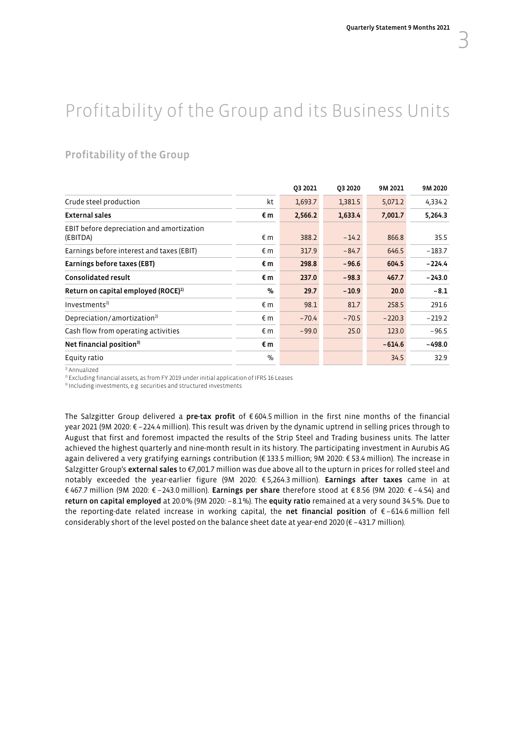# Profitability of the Group and its Business Units

## Profitability of the Group

| | | Q3 2021 | Q3 2020 | 9M 2021 | 9M 2020 |
|---|---|---|---|---|---|
| Crude steel production | kt | 1,693.7 | 1,381.5 | 5,071.2 | 4,334.2 |
| **External sales** | **€ m** | **2,566.2** | **1,633.4** | **7,001.7** | **5,264.3** |
| EBIT before depreciation and amortization (EBITDA) | € m | 388.2 | −14.2 | 866.8 | 35.5 |
| Earnings before interest and taxes (EBIT) | € m | 317.9 | −84.7 | 646.5 | −183.7 |
| **Earnings before taxes (EBT)** | **€ m** | **298.8** | **−96.6** | **604.5** | **−224.4** |
| **Consolidated result** | **€ m** | **237.0** | **−98.3** | **467.7** | **−243.0** |
| **Return on capital employed (ROCE)[1]** | **%** | **29.7** | **−10.9** | **20.0** | **−8.1** |
| Investments[2] | € m | 98.1 | 81.7 | 258.5 | 291.6 |
| Depreciation/amortization[2] | € m | −70.4 | −70.5 | −220.3 | −219.2 |
| Cash flow from operating activities | € m | −99.0 | 25.0 | 123.0 | −96.5 |
| **Net financial position[3]** | **€ m** | | | **−614.6** | **−498.0** |
| Equity ratio | % | | | 34.5 | 32.9 |

[1] Annualized
[2] Excluding financial assets, as from FY 2019 under initial application of IFRS 16 Leases
[3] Including investments, e.g. securities and structured investments

The Salzgitter Group delivered a **pre-tax profit** of € 604.5 million in the first nine months of the financial year 2021 (9M 2020: € −224.4 million). This result was driven by the dynamic uptrend in selling prices through to August that first and foremost impacted the results of the Strip Steel and Trading business units. The latter achieved the highest quarterly and nine-month result in its history. The participating investment in Aurubis AG again delivered a very gratifying earnings contribution (€ 133.5 million; 9M 2020: € 53.4 million). The increase in Salzgitter Group's **external sales** to €7,001.7 million was due above all to the upturn in prices for rolled steel and notably exceeded the year-earlier figure (9M 2020: € 5,264.3 million). **Earnings after taxes** came in at € 467.7 million (9M 2020: € −243.0 million). **Earnings per share** therefore stood at € 8.56 (9M 2020: € −4.54) and **return on capital employed** at 20.0% (9M 2020: −8.1%). The **equity ratio** remained at a very sound 34.5%. Due to the reporting-date related increase in working capital, the **net financial position** of € −614.6 million fell considerably short of the level posted on the balance sheet date at year-end 2020 (€ −431.7 million).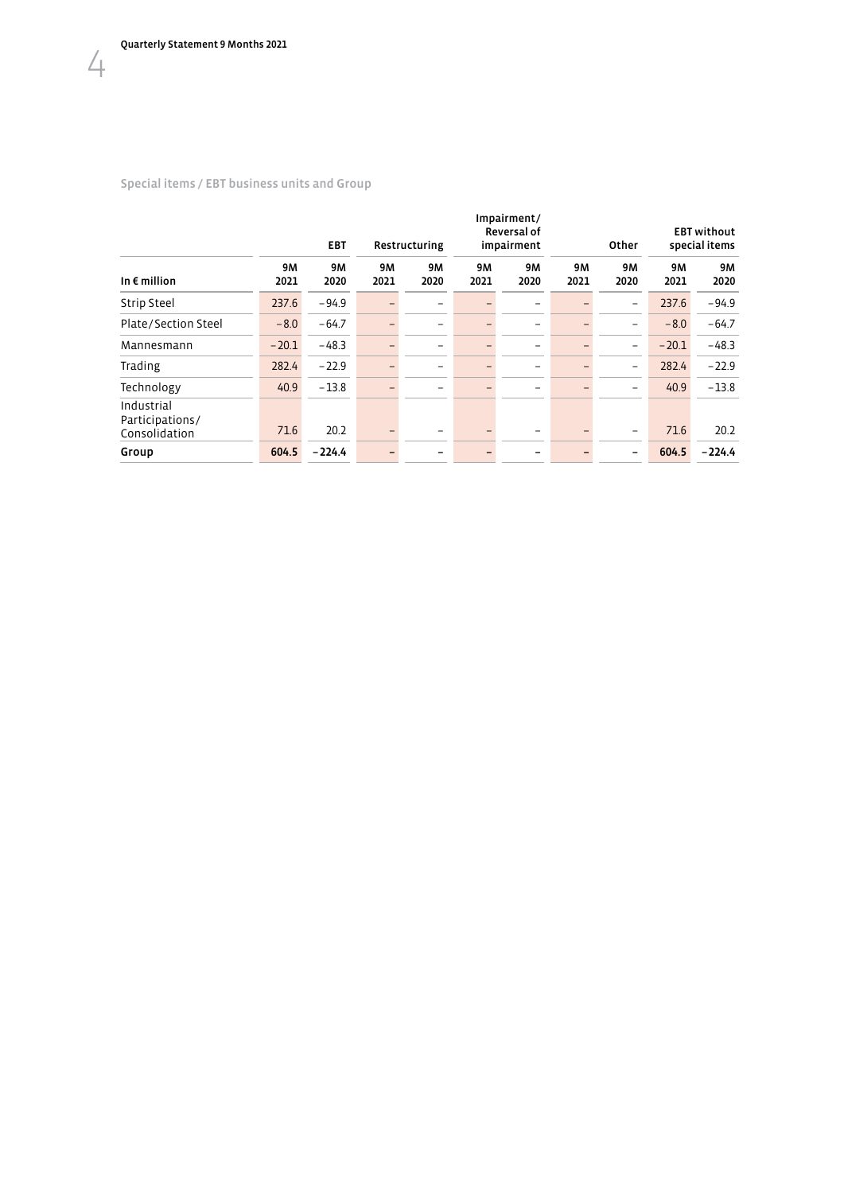Special items / EBT business units and Group

| In € million | EBT | | Restructuring | | Impairment/ Reversal of impairment | | Other | | EBT without special items | |
|---|---|---|---|---|---|---|---|---|---|---|
| | 9M 2021 | 9M 2020 | 9M 2021 | 9M 2020 | 9M 2021 | 9M 2020 | 9M 2021 | 9M 2020 | 9M 2021 | 9M 2020 |
| Strip Steel | 237.6 | −94.9 | – | – | – | – | – | – | 237.6 | −94.9 |
| Plate/Section Steel | −8.0 | −64.7 | – | – | – | – | – | – | −8.0 | −64.7 |
| Mannesmann | −20.1 | −48.3 | – | – | – | – | – | – | −20.1 | −48.3 |
| Trading | 282.4 | −22.9 | – | – | – | – | – | – | 282.4 | −22.9 |
| Technology | 40.9 | −13.8 | – | – | – | – | – | – | 40.9 | −13.8 |
| Industrial Participations/ Consolidation | 71.6 | 20.2 | – | – | – | – | – | – | 71.6 | 20.2 |
| **Group** | **604.5** | **−224.4** | **–** | **–** | **–** | **–** | **–** | **–** | **604.5** | **−224.4** |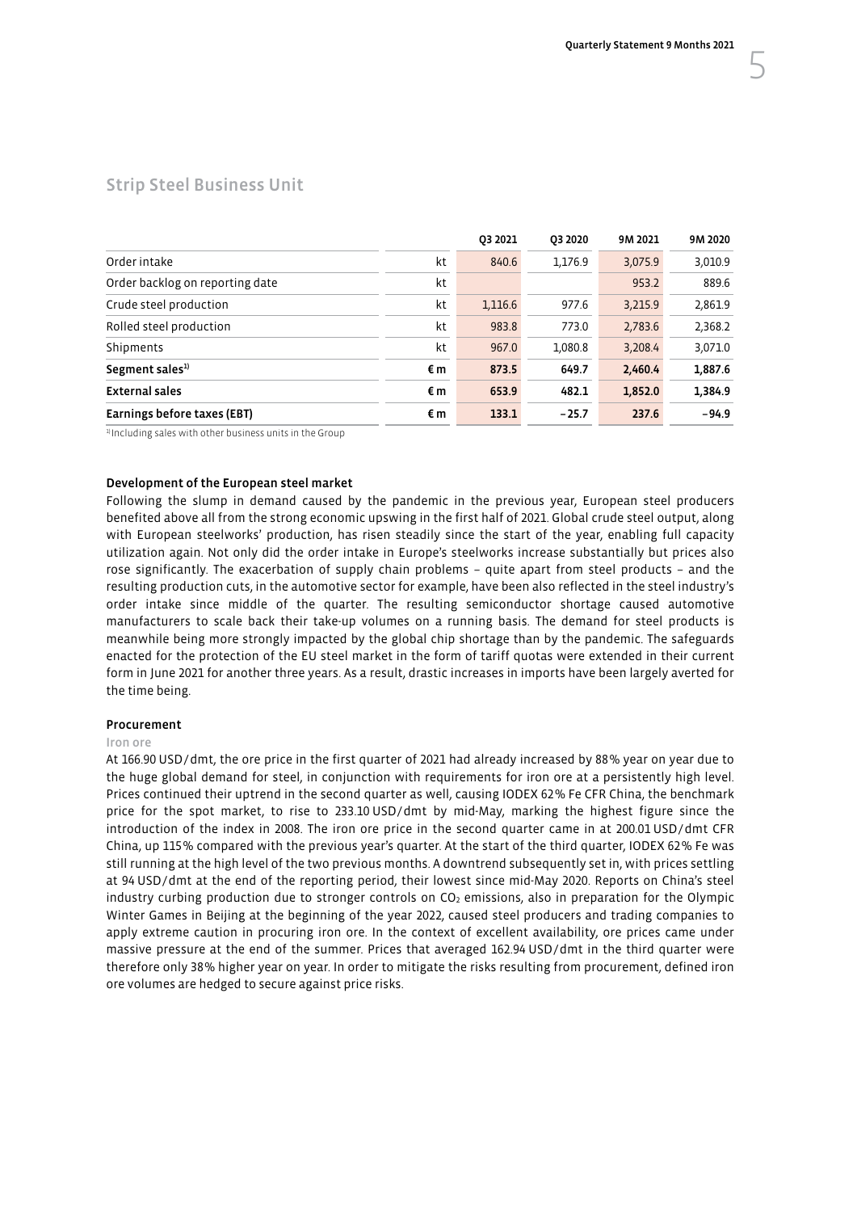## Strip Steel Business Unit

| | | Q3 2021 | Q3 2020 | 9M 2021 | 9M 2020 |
|---|---|---|---|---|---|
| Order intake | kt | 840.6 | 1,176.9 | 3,075.9 | 3,010.9 |
| Order backlog on reporting date | kt | | | 953.2 | 889.6 |
| Crude steel production | kt | 1,116.6 | 977.6 | 3,215.9 | 2,861.9 |
| Rolled steel production | kt | 983.8 | 773.0 | 2,783.6 | 2,368.2 |
| Shipments | kt | 967.0 | 1,080.8 | 3,208.4 | 3,071.0 |
| **Segment sales[1)]** | **€ m** | **873.5** | **649.7** | **2,460.4** | **1,887.6** |
| **External sales** | **€ m** | **653.9** | **482.1** | **1,852.0** | **1,384.9** |
| **Earnings before taxes (EBT)** | **€ m** | **133.1** | **−25.7** | **237.6** | **−94.9** |

[1)] Including sales with other business units in the Group

### Development of the European steel market

Following the slump in demand caused by the pandemic in the previous year, European steel producers benefited above all from the strong economic upswing in the first half of 2021. Global crude steel output, along with European steelworks' production, has risen steadily since the start of the year, enabling full capacity utilization again. Not only did the order intake in Europe's steelworks increase substantially but prices also rose significantly. The exacerbation of supply chain problems – quite apart from steel products – and the resulting production cuts, in the automotive sector for example, have been also reflected in the steel industry's order intake since middle of the quarter. The resulting semiconductor shortage caused automotive manufacturers to scale back their take-up volumes on a running basis. The demand for steel products is meanwhile being more strongly impacted by the global chip shortage than by the pandemic. The safeguards enacted for the protection of the EU steel market in the form of tariff quotas were extended in their current form in June 2021 for another three years. As a result, drastic increases in imports have been largely averted for the time being.

### Procurement

#### Iron ore

At 166.90 USD/dmt, the ore price in the first quarter of 2021 had already increased by 88% year on year due to the huge global demand for steel, in conjunction with requirements for iron ore at a persistently high level. Prices continued their uptrend in the second quarter as well, causing IODEX 62% Fe CFR China, the benchmark price for the spot market, to rise to 233.10 USD/dmt by mid-May, marking the highest figure since the introduction of the index in 2008. The iron ore price in the second quarter came in at 200.01 USD/dmt CFR China, up 115% compared with the previous year's quarter. At the start of the third quarter, IODEX 62% Fe was still running at the high level of the two previous months. A downtrend subsequently set in, with prices settling at 94 USD/dmt at the end of the reporting period, their lowest since mid-May 2020. Reports on China's steel industry curbing production due to stronger controls on $CO_2$ emissions, also in preparation for the Olympic Winter Games in Beijing at the beginning of the year 2022, caused steel producers and trading companies to apply extreme caution in procuring iron ore. In the context of excellent availability, ore prices came under massive pressure at the end of the summer. Prices that averaged 162.94 USD/dmt in the third quarter were therefore only 38% higher year on year. In order to mitigate the risks resulting from procurement, defined iron ore volumes are hedged to secure against price risks.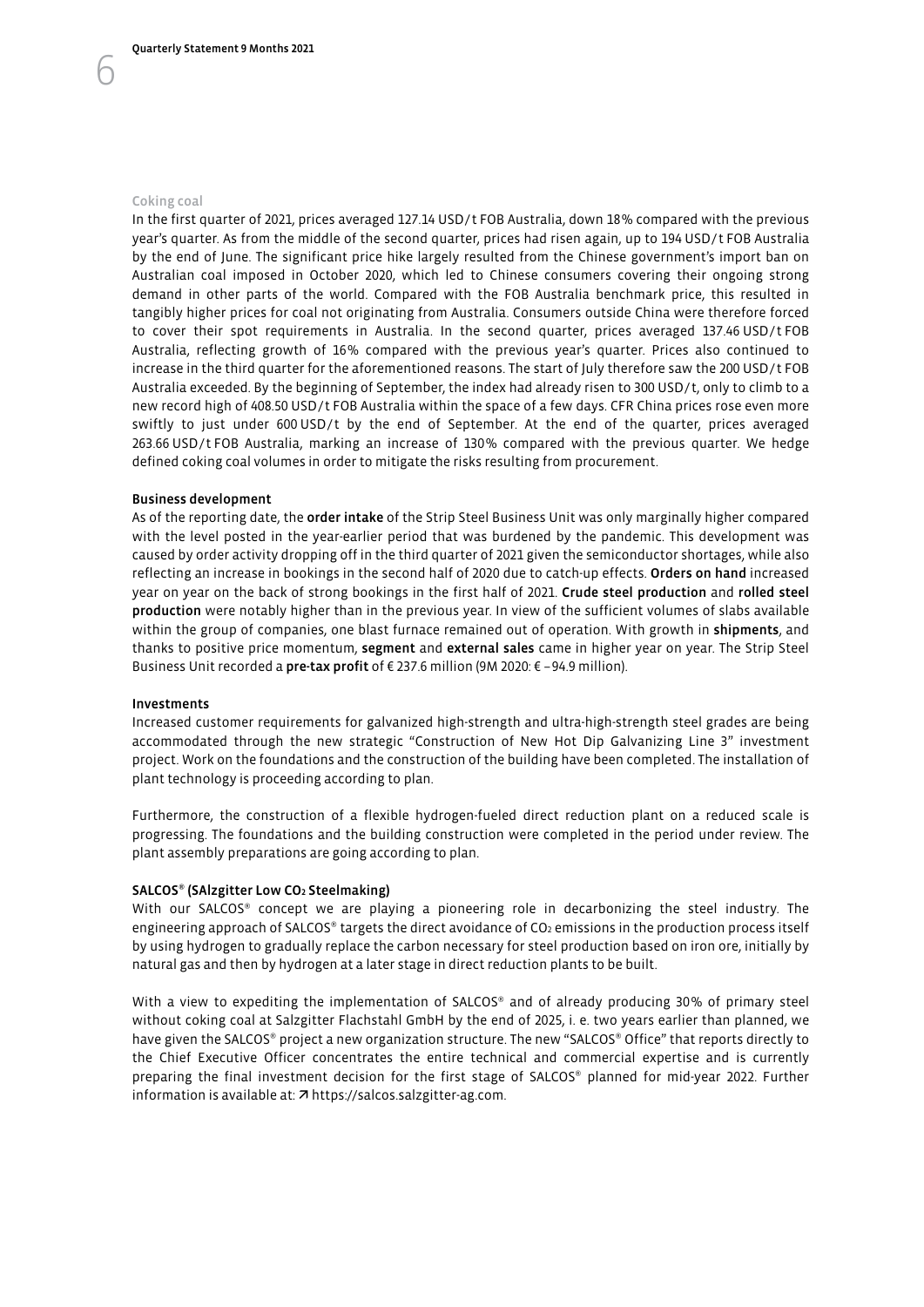#### Coking coal

In the first quarter of 2021, prices averaged 127.14 USD/t FOB Australia, down 18% compared with the previous year's quarter. As from the middle of the second quarter, prices had risen again, up to 194 USD/t FOB Australia by the end of June. The significant price hike largely resulted from the Chinese government's import ban on Australian coal imposed in October 2020, which led to Chinese consumers covering their ongoing strong demand in other parts of the world. Compared with the FOB Australia benchmark price, this resulted in tangibly higher prices for coal not originating from Australia. Consumers outside China were therefore forced to cover their spot requirements in Australia. In the second quarter, prices averaged 137.46 USD/t FOB Australia, reflecting growth of 16% compared with the previous year's quarter. Prices also continued to increase in the third quarter for the aforementioned reasons. The start of July therefore saw the 200 USD/t FOB Australia exceeded. By the beginning of September, the index had already risen to 300 USD/t, only to climb to a new record high of 408.50 USD/t FOB Australia within the space of a few days. CFR China prices rose even more swiftly to just under 600 USD/t by the end of September. At the end of the quarter, prices averaged 263.66 USD/t FOB Australia, marking an increase of 130% compared with the previous quarter. We hedge defined coking coal volumes in order to mitigate the risks resulting from procurement.

#### Business development

As of the reporting date, the **order intake** of the Strip Steel Business Unit was only marginally higher compared with the level posted in the year-earlier period that was burdened by the pandemic. This development was caused by order activity dropping off in the third quarter of 2021 given the semiconductor shortages, while also reflecting an increase in bookings in the second half of 2020 due to catch-up effects. **Orders on hand** increased year on year on the back of strong bookings in the first half of 2021. **Crude steel production** and **rolled steel production** were notably higher than in the previous year. In view of the sufficient volumes of slabs available within the group of companies, one blast furnace remained out of operation. With growth in **shipments**, and thanks to positive price momentum, **segment** and **external sales** came in higher year on year. The Strip Steel Business Unit recorded a **pre-tax profit** of € 237.6 million (9M 2020: € –94.9 million).

#### Investments

Increased customer requirements for galvanized high-strength and ultra-high-strength steel grades are being accommodated through the new strategic "Construction of New Hot Dip Galvanizing Line 3" investment project. Work on the foundations and the construction of the building have been completed. The installation of plant technology is proceeding according to plan.

Furthermore, the construction of a flexible hydrogen-fueled direct reduction plant on a reduced scale is progressing. The foundations and the building construction were completed in the period under review. The plant assembly preparations are going according to plan.

#### SALCOS® (SAlzgitter Low $CO_2$ Steelmaking)

With our SALCOS® concept we are playing a pioneering role in decarbonizing the steel industry. The engineering approach of SALCOS® targets the direct avoidance of $CO_2$ emissions in the production process itself by using hydrogen to gradually replace the carbon necessary for steel production based on iron ore, initially by natural gas and then by hydrogen at a later stage in direct reduction plants to be built.

With a view to expediting the implementation of SALCOS® and of already producing 30% of primary steel without coking coal at Salzgitter Flachstahl GmbH by the end of 2025, i. e. two years earlier than planned, we have given the SALCOS® project a new organization structure. The new "SALCOS® Office" that reports directly to the Chief Executive Officer concentrates the entire technical and commercial expertise and is currently preparing the final investment decision for the first stage of SALCOS® planned for mid-year 2022. Further information is available at: ↗ https://salcos.salzgitter-ag.com.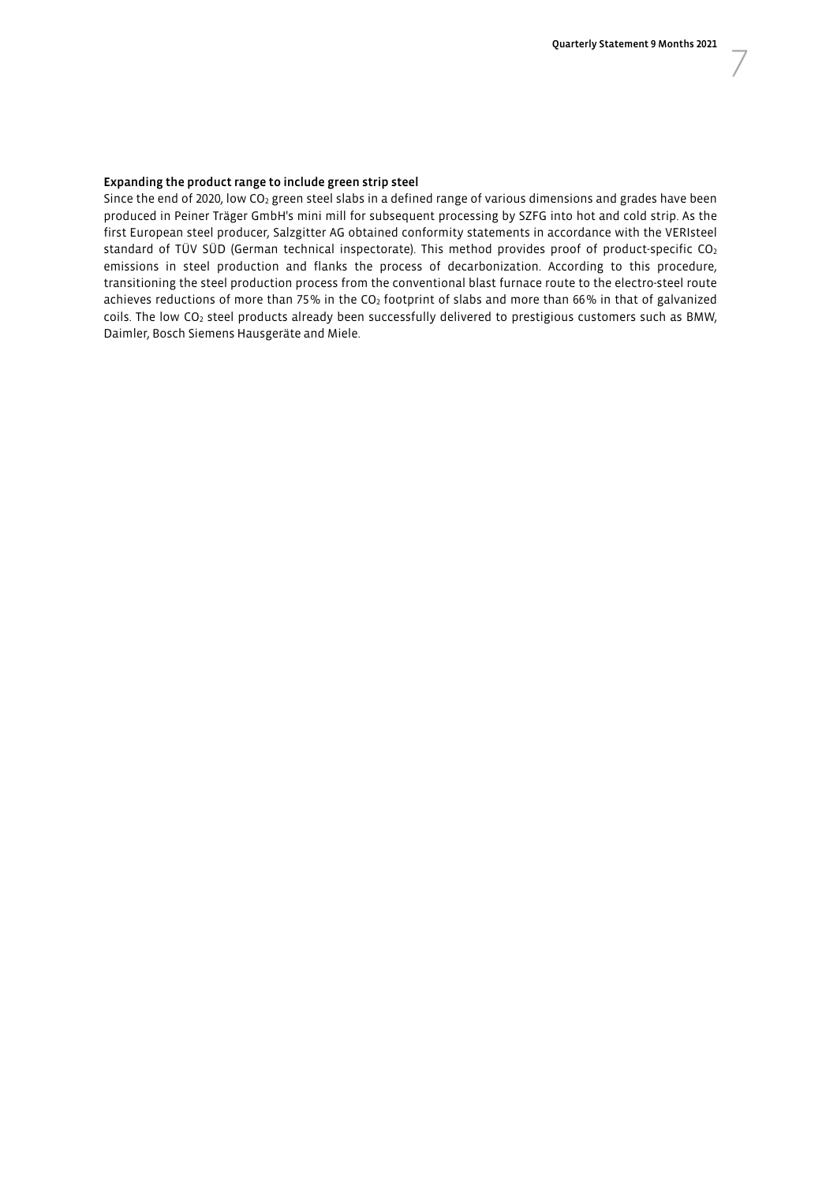### Expanding the product range to include green strip steel

Since the end of 2020, low $CO_2$ green steel slabs in a defined range of various dimensions and grades have been produced in Peiner Träger GmbH's mini mill for subsequent processing by SZFG into hot and cold strip. As the first European steel producer, Salzgitter AG obtained conformity statements in accordance with the VERIsteel standard of TÜV SÜD (German technical inspectorate). This method provides proof of product-specific $CO_2$ emissions in steel production and flanks the process of decarbonization. According to this procedure, transitioning the steel production process from the conventional blast furnace route to the electro-steel route achieves reductions of more than 75% in the $CO_2$ footprint of slabs and more than 66% in that of galvanized coils. The low $CO_2$ steel products already been successfully delivered to prestigious customers such as BMW, Daimler, Bosch Siemens Hausgeräte and Miele.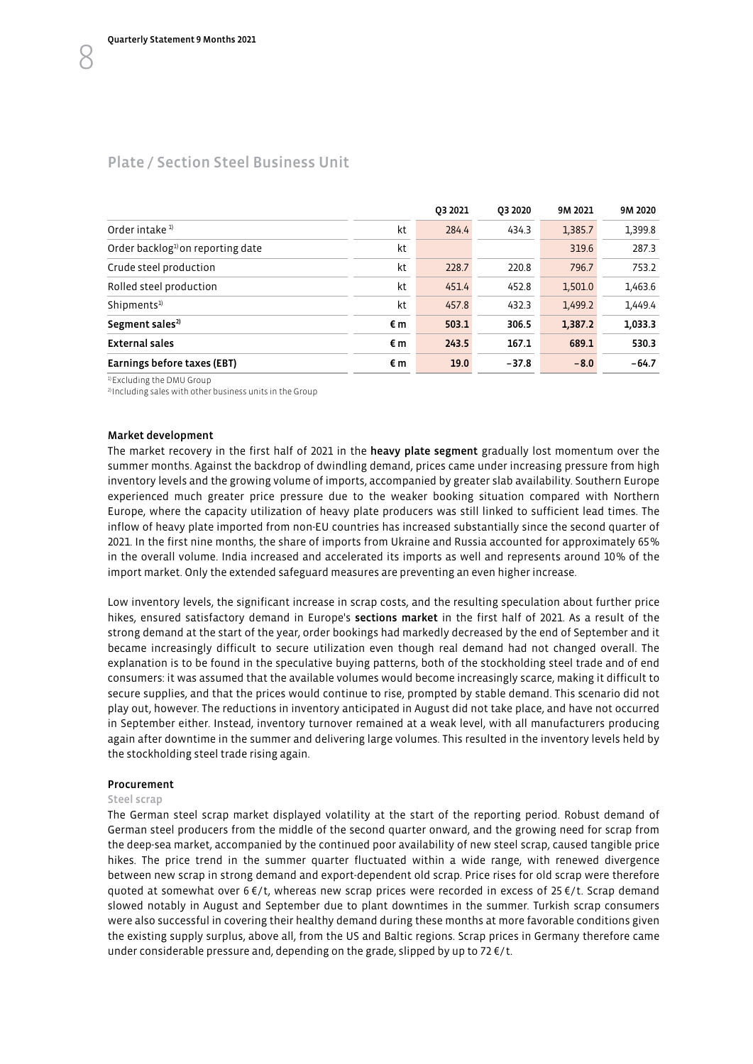## Plate / Section Steel Business Unit

| | | Q3 2021 | Q3 2020 | 9M 2021 | 9M 2020 |
|---|---|---|---|---|---|
| Order intake [1] | kt | 284.4 | 434.3 | 1,385.7 | 1,399.8 |
| Order backlog[1] on reporting date | kt | | | 319.6 | 287.3 |
| Crude steel production | kt | 228.7 | 220.8 | 796.7 | 753.2 |
| Rolled steel production | kt | 451.4 | 452.8 | 1,501.0 | 1,463.6 |
| Shipments[1] | kt | 457.8 | 432.3 | 1,499.2 | 1,449.4 |
| **Segment sales[2]** | **€ m** | **503.1** | **306.5** | **1,387.2** | **1,033.3** |
| **External sales** | **€ m** | **243.5** | **167.1** | **689.1** | **530.3** |
| **Earnings before taxes (EBT)** | **€ m** | **19.0** | **−37.8** | **−8.0** | **−64.7** |

[1] Excluding the DMU Group
[2] Including sales with other business units in the Group

#### Market development

The market recovery in the first half of 2021 in the **heavy plate segment** gradually lost momentum over the summer months. Against the backdrop of dwindling demand, prices came under increasing pressure from high inventory levels and the growing volume of imports, accompanied by greater slab availability. Southern Europe experienced much greater price pressure due to the weaker booking situation compared with Northern Europe, where the capacity utilization of heavy plate producers was still linked to sufficient lead times. The inflow of heavy plate imported from non-EU countries has increased substantially since the second quarter of 2021. In the first nine months, the share of imports from Ukraine and Russia accounted for approximately 65% in the overall volume. India increased and accelerated its imports as well and represents around 10% of the import market. Only the extended safeguard measures are preventing an even higher increase.

Low inventory levels, the significant increase in scrap costs, and the resulting speculation about further price hikes, ensured satisfactory demand in Europe's **sections market** in the first half of 2021. As a result of the strong demand at the start of the year, order bookings had markedly decreased by the end of September and it became increasingly difficult to secure utilization even though real demand had not changed overall. The explanation is to be found in the speculative buying patterns, both of the stockholding steel trade and of end consumers: it was assumed that the available volumes would become increasingly scarce, making it difficult to secure supplies, and that the prices would continue to rise, prompted by stable demand. This scenario did not play out, however. The reductions in inventory anticipated in August did not take place, and have not occurred in September either. Instead, inventory turnover remained at a weak level, with all manufacturers producing again after downtime in the summer and delivering large volumes. This resulted in the inventory levels held by the stockholding steel trade rising again.

#### Procurement

##### Steel scrap

The German steel scrap market displayed volatility at the start of the reporting period. Robust demand of German steel producers from the middle of the second quarter onward, and the growing need for scrap from the deep-sea market, accompanied by the continued poor availability of new steel scrap, caused tangible price hikes. The price trend in the summer quarter fluctuated within a wide range, with renewed divergence between new scrap in strong demand and export-dependent old scrap. Price rises for old scrap were therefore quoted at somewhat over 6 €/t, whereas new scrap prices were recorded in excess of 25 €/t. Scrap demand slowed notably in August and September due to plant downtimes in the summer. Turkish scrap consumers were also successful in covering their healthy demand during these months at more favorable conditions given the existing supply surplus, above all, from the US and Baltic regions. Scrap prices in Germany therefore came under considerable pressure and, depending on the grade, slipped by up to 72 €/t.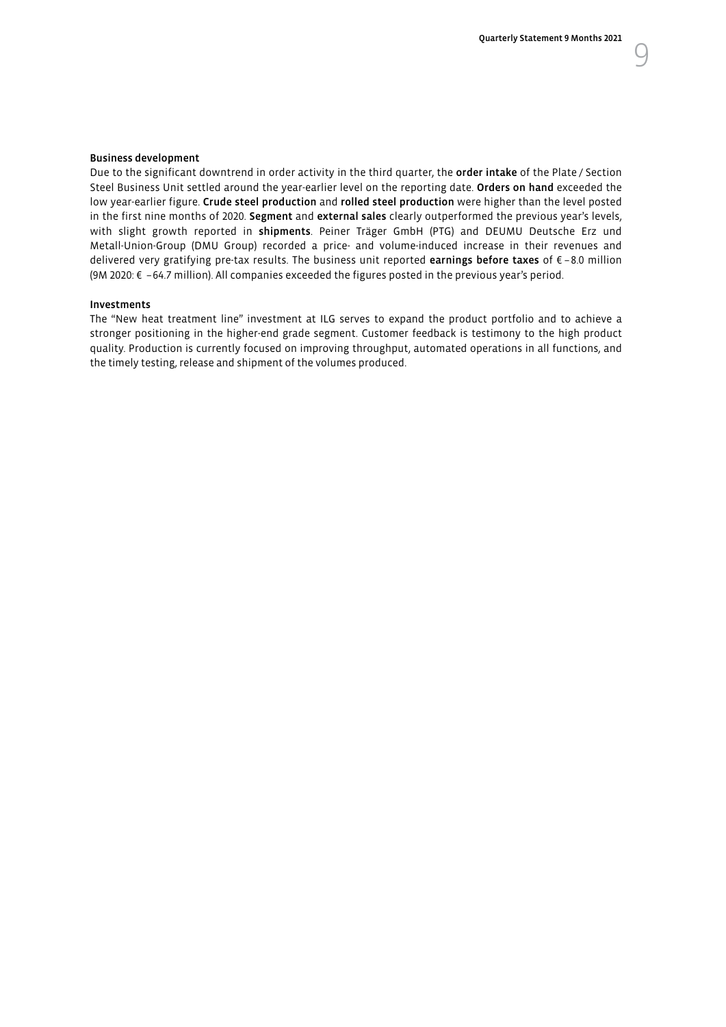### Business development

Due to the significant downtrend in order activity in the third quarter, the **order intake** of the Plate / Section Steel Business Unit settled around the year-earlier level on the reporting date. **Orders on hand** exceeded the low year-earlier figure. **Crude steel production** and **rolled steel production** were higher than the level posted in the first nine months of 2020. **Segment** and **external sales** clearly outperformed the previous year's levels, with slight growth reported in **shipments**. Peiner Träger GmbH (PTG) and DEUMU Deutsche Erz und Metall-Union-Group (DMU Group) recorded a price- and volume-induced increase in their revenues and delivered very gratifying pre-tax results. The business unit reported **earnings before taxes** of € –8.0 million (9M 2020: € –64.7 million). All companies exceeded the figures posted in the previous year's period.

### Investments

The "New heat treatment line" investment at ILG serves to expand the product portfolio and to achieve a stronger positioning in the higher-end grade segment. Customer feedback is testimony to the high product quality. Production is currently focused on improving throughput, automated operations in all functions, and the timely testing, release and shipment of the volumes produced.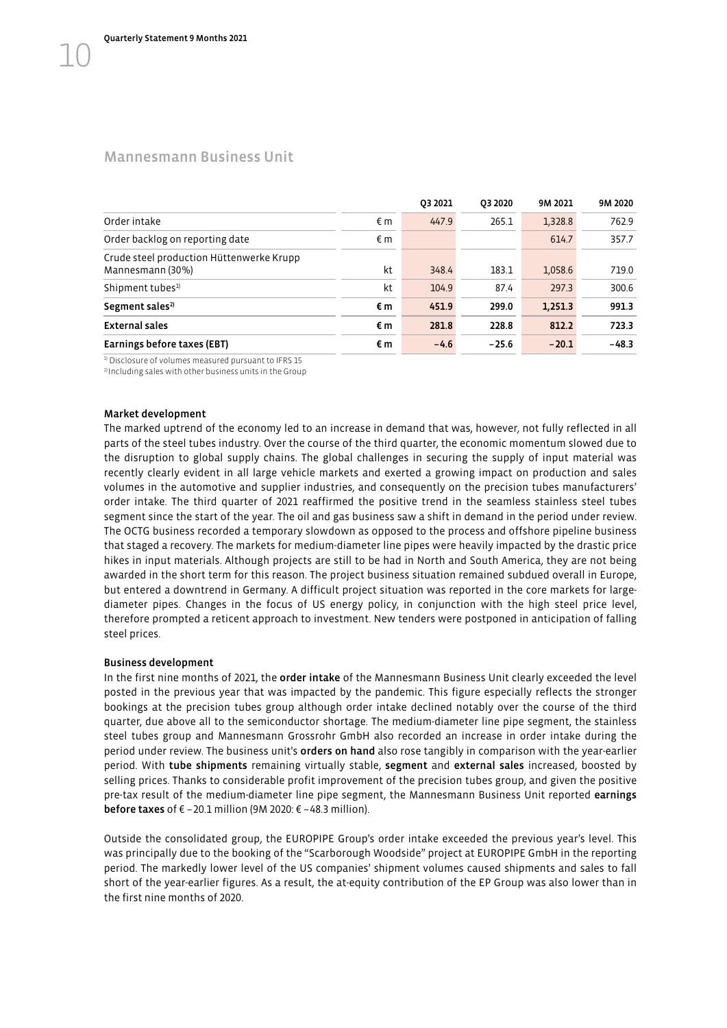## Mannesmann Business Unit

| | | Q3 2021 | Q3 2020 | 9M 2021 | 9M 2020 |
|---|---|---|---|---|---|
| Order intake | € m | 447.9 | 265.1 | 1,328.8 | 762.9 |
| Order backlog on reporting date | € m | | | 614.7 | 357.7 |
| Crude steel production Hüttenwerke Krupp Mannesmann (30%) | kt | 348.4 | 183.1 | 1,058.6 | 719.0 |
| Shipment tubes[1] | kt | 104.9 | 87.4 | 297.3 | 300.6 |
| **Segment sales[2]** | **€ m** | **451.9** | **299.0** | **1,251.3** | **991.3** |
| **External sales** | **€ m** | **281.8** | **228.8** | **812.2** | **723.3** |
| **Earnings before taxes (EBT)** | **€ m** | **−4.6** | **−25.6** | **−20.1** | **−48.3** |

[1] Disclosure of volumes measured pursuant to IFRS 15
[2] Including sales with other business units in the Group

**Market development**

The marked uptrend of the economy led to an increase in demand that was, however, not fully reflected in all parts of the steel tubes industry. Over the course of the third quarter, the economic momentum slowed due to the disruption to global supply chains. The global challenges in securing the supply of input material was recently clearly evident in all large vehicle markets and exerted a growing impact on production and sales volumes in the automotive and supplier industries, and consequently on the precision tubes manufacturers' order intake. The third quarter of 2021 reaffirmed the positive trend in the seamless stainless steel tubes segment since the start of the year. The oil and gas business saw a shift in demand in the period under review. The OCTG business recorded a temporary slowdown as opposed to the process and offshore pipeline business that staged a recovery. The markets for medium-diameter line pipes were heavily impacted by the drastic price hikes in input materials. Although projects are still to be had in North and South America, they are not being awarded in the short term for this reason. The project business situation remained subdued overall in Europe, but entered a downtrend in Germany. A difficult project situation was reported in the core markets for large-diameter pipes. Changes in the focus of US energy policy, in conjunction with the high steel price level, therefore prompted a reticent approach to investment. New tenders were postponed in anticipation of falling steel prices.

**Business development**

In the first nine months of 2021, the **order intake** of the Mannesmann Business Unit clearly exceeded the level posted in the previous year that was impacted by the pandemic. This figure especially reflects the stronger bookings at the precision tubes group although order intake declined notably over the course of the third quarter, due above all to the semiconductor shortage. The medium-diameter line pipe segment, the stainless steel tubes group and Mannesmann Grossrohr GmbH also recorded an increase in order intake during the period under review. The business unit's **orders on hand** also rose tangibly in comparison with the year-earlier period. With **tube shipments** remaining virtually stable, **segment** and **external sales** increased, boosted by selling prices. Thanks to considerable profit improvement of the precision tubes group, and given the positive pre-tax result of the medium-diameter line pipe segment, the Mannesmann Business Unit reported **earnings before taxes** of € −20.1 million (9M 2020: € −48.3 million).

Outside the consolidated group, the EUROPIPE Group's order intake exceeded the previous year's level. This was principally due to the booking of the "Scarborough Woodside" project at EUROPIPE GmbH in the reporting period. The markedly lower level of the US companies' shipment volumes caused shipments and sales to fall short of the year-earlier figures. As a result, the at-equity contribution of the EP Group was also lower than in the first nine months of 2020.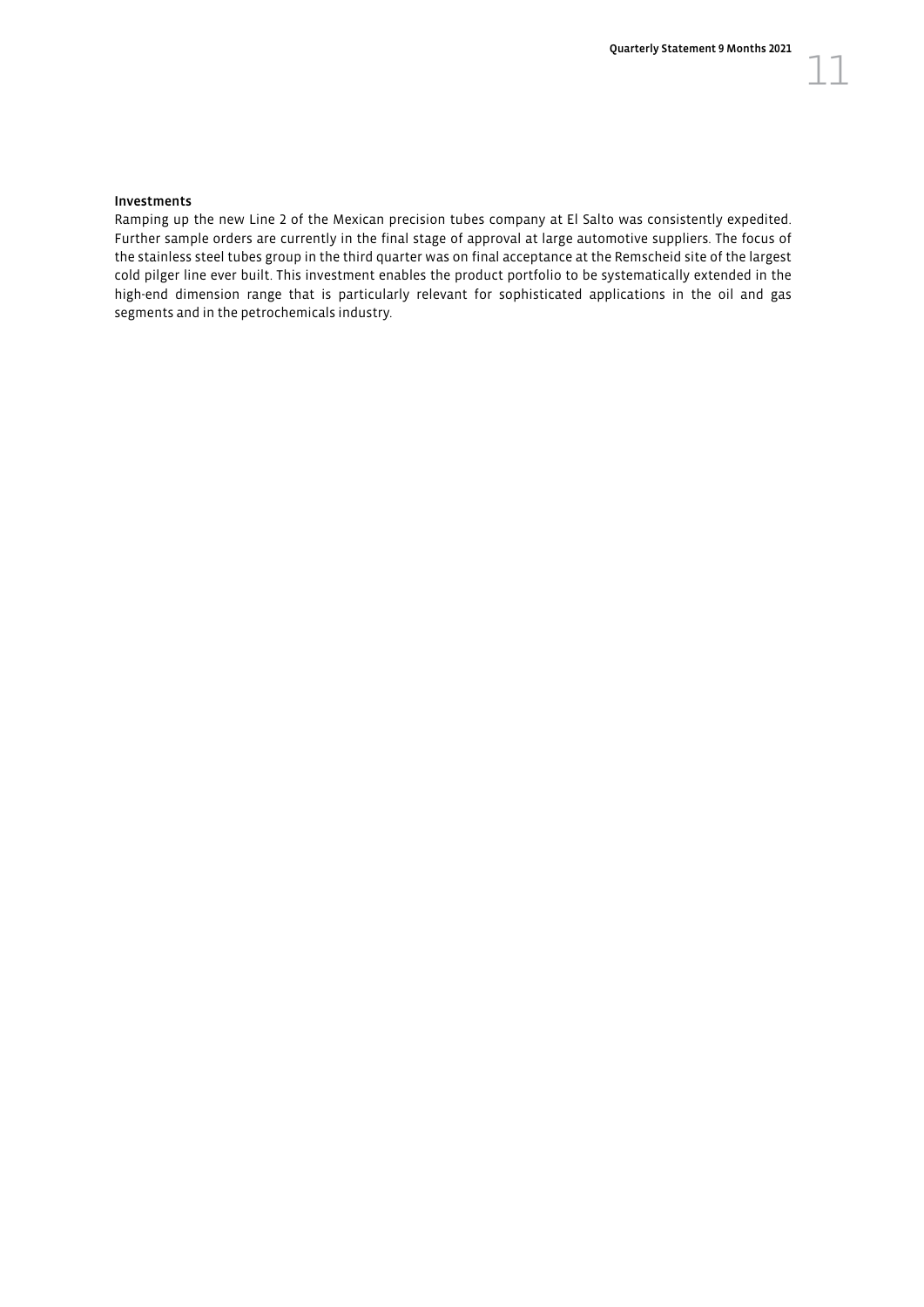### Investments

Ramping up the new Line 2 of the Mexican precision tubes company at El Salto was consistently expedited. Further sample orders are currently in the final stage of approval at large automotive suppliers. The focus of the stainless steel tubes group in the third quarter was on final acceptance at the Remscheid site of the largest cold pilger line ever built. This investment enables the product portfolio to be systematically extended in the high-end dimension range that is particularly relevant for sophisticated applications in the oil and gas segments and in the petrochemicals industry.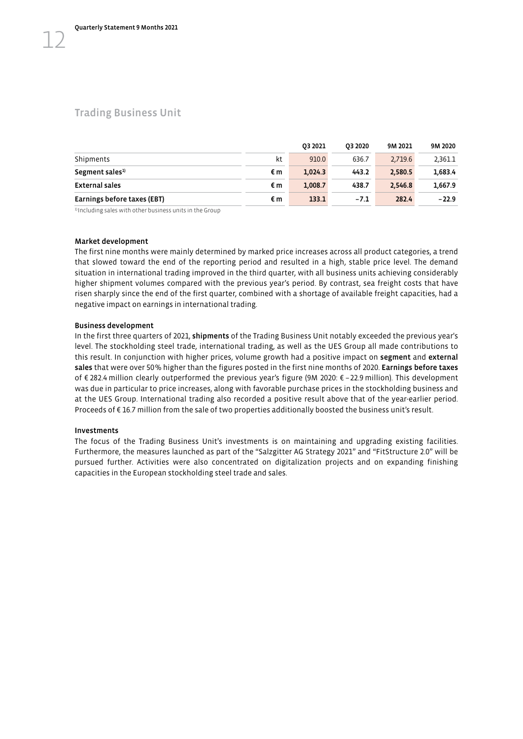## Trading Business Unit

| | | Q3 2021 | Q3 2020 | 9M 2021 | 9M 2020 |
|---|---|---|---|---|---|
| Shipments | kt | 910.0 | 636.7 | 2,719.6 | 2,361.1 |
| **Segment sales**[1] | **€ m** | **1,024.3** | **443.2** | **2,580.5** | **1,683.4** |
| **External sales** | **€ m** | **1,008.7** | **438.7** | **2,546.8** | **1,667.9** |
| **Earnings before taxes (EBT)** | **€ m** | **133.1** | **–7.1** | **282.4** | **–22.9** |

[1] Including sales with other business units in the Group

### Market development

The first nine months were mainly determined by marked price increases across all product categories, a trend that slowed toward the end of the reporting period and resulted in a high, stable price level. The demand situation in international trading improved in the third quarter, with all business units achieving considerably higher shipment volumes compared with the previous year's period. By contrast, sea freight costs that have risen sharply since the end of the first quarter, combined with a shortage of available freight capacities, had a negative impact on earnings in international trading.

### Business development

In the first three quarters of 2021, **shipments** of the Trading Business Unit notably exceeded the previous year's level. The stockholding steel trade, international trading, as well as the UES Group all made contributions to this result. In conjunction with higher prices, volume growth had a positive impact on **segment** and **external sales** that were over 50% higher than the figures posted in the first nine months of 2020. **Earnings before taxes** of € 282.4 million clearly outperformed the previous year's figure (9M 2020: € –22.9 million). This development was due in particular to price increases, along with favorable purchase prices in the stockholding business and at the UES Group. International trading also recorded a positive result above that of the year-earlier period. Proceeds of € 16.7 million from the sale of two properties additionally boosted the business unit's result.

### Investments

The focus of the Trading Business Unit's investments is on maintaining and upgrading existing facilities. Furthermore, the measures launched as part of the "Salzgitter AG Strategy 2021" and "FitStructure 2.0" will be pursued further. Activities were also concentrated on digitalization projects and on expanding finishing capacities in the European stockholding steel trade and sales.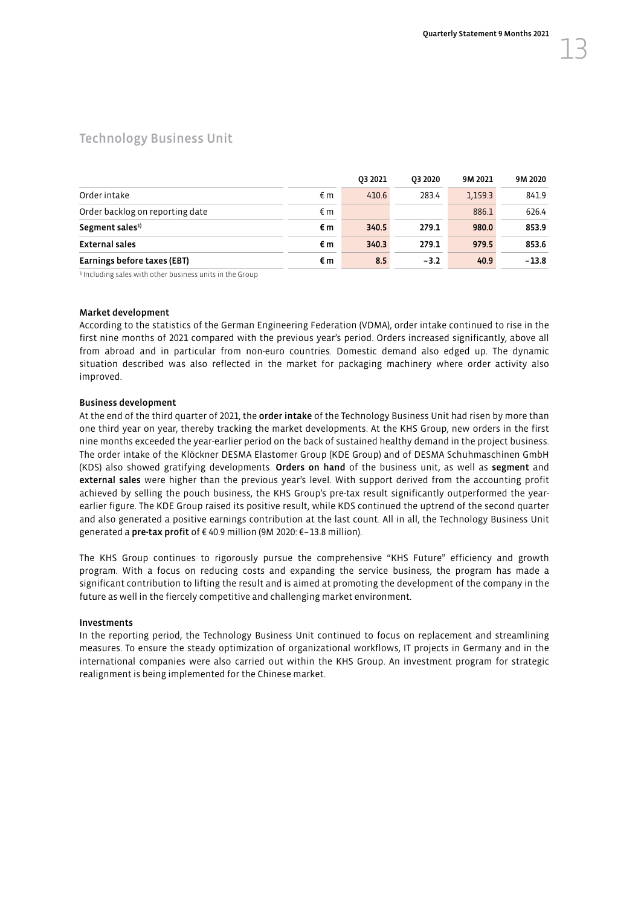## Technology Business Unit

| | | Q3 2021 | Q3 2020 | 9M 2021 | 9M 2020 |
|---|---|---|---|---|---|
| Order intake | € m | 410.6 | 283.4 | 1,159.3 | 841.9 |
| Order backlog on reporting date | € m | | | 886.1 | 626.4 |
| **Segment sales[1]** | **€ m** | **340.5** | **279.1** | **980.0** | **853.9** |
| **External sales** | **€ m** | **340.3** | **279.1** | **979.5** | **853.6** |
| **Earnings before taxes (EBT)** | **€ m** | **8.5** | **–3.2** | **40.9** | **–13.8** |

[1] Including sales with other business units in the Group

#### Market development

According to the statistics of the German Engineering Federation (VDMA), order intake continued to rise in the first nine months of 2021 compared with the previous year's period. Orders increased significantly, above all from abroad and in particular from non-euro countries. Domestic demand also edged up. The dynamic situation described was also reflected in the market for packaging machinery where order activity also improved.

#### Business development

At the end of the third quarter of 2021, the **order intake** of the Technology Business Unit had risen by more than one third year on year, thereby tracking the market developments. At the KHS Group, new orders in the first nine months exceeded the year-earlier period on the back of sustained healthy demand in the project business. The order intake of the Klöckner DESMA Elastomer Group (KDE Group) and of DESMA Schuhmaschinen GmbH (KDS) also showed gratifying developments. **Orders on hand** of the business unit, as well as **segment** and **external sales** were higher than the previous year's level. With support derived from the accounting profit achieved by selling the pouch business, the KHS Group's pre-tax result significantly outperformed the year-earlier figure. The KDE Group raised its positive result, while KDS continued the uptrend of the second quarter and also generated a positive earnings contribution at the last count. All in all, the Technology Business Unit generated a **pre-tax profit** of € 40.9 million (9M 2020: €–13.8 million).

The KHS Group continues to rigorously pursue the comprehensive "KHS Future" efficiency and growth program. With a focus on reducing costs and expanding the service business, the program has made a significant contribution to lifting the result and is aimed at promoting the development of the company in the future as well in the fiercely competitive and challenging market environment.

#### Investments

In the reporting period, the Technology Business Unit continued to focus on replacement and streamlining measures. To ensure the steady optimization of organizational workflows, IT projects in Germany and in the international companies were also carried out within the KHS Group. An investment program for strategic realignment is being implemented for the Chinese market.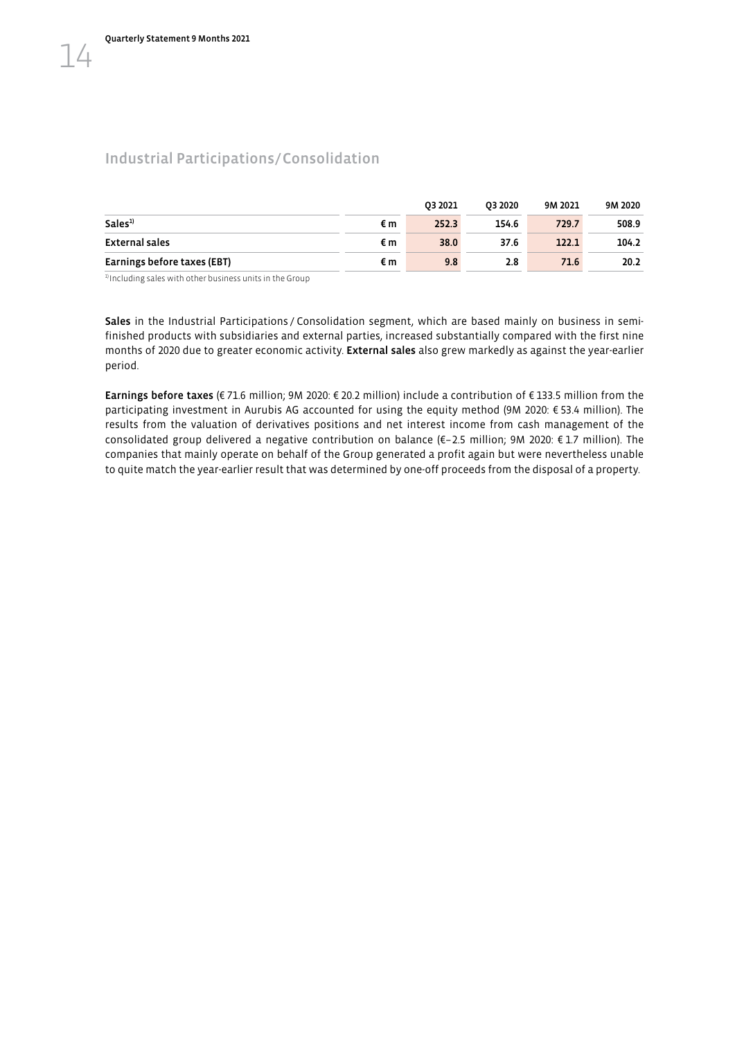## Industrial Participations/Consolidation

| | | Q3 2021 | Q3 2020 | 9M 2021 | 9M 2020 |
|---|---|---|---|---|---|
| **Sales**[1] | **€ m** | **252.3** | **154.6** | **729.7** | **508.9** |
| **External sales** | **€ m** | **38.0** | **37.6** | **122.1** | **104.2** |
| **Earnings before taxes (EBT)** | **€ m** | **9.8** | **2.8** | **71.6** | **20.2** |

[1] Including sales with other business units in the Group

**Sales** in the Industrial Participations / Consolidation segment, which are based mainly on business in semi-finished products with subsidiaries and external parties, increased substantially compared with the first nine months of 2020 due to greater economic activity. **External sales** also grew markedly as against the year-earlier period.

**Earnings before taxes** (€ 71.6 million; 9M 2020: € 20.2 million) include a contribution of € 133.5 million from the participating investment in Aurubis AG accounted for using the equity method (9M 2020: € 53.4 million). The results from the valuation of derivatives positions and net interest income from cash management of the consolidated group delivered a negative contribution on balance (€–2.5 million; 9M 2020: € 1.7 million). The companies that mainly operate on behalf of the Group generated a profit again but were nevertheless unable to quite match the year-earlier result that was determined by one-off proceeds from the disposal of a property.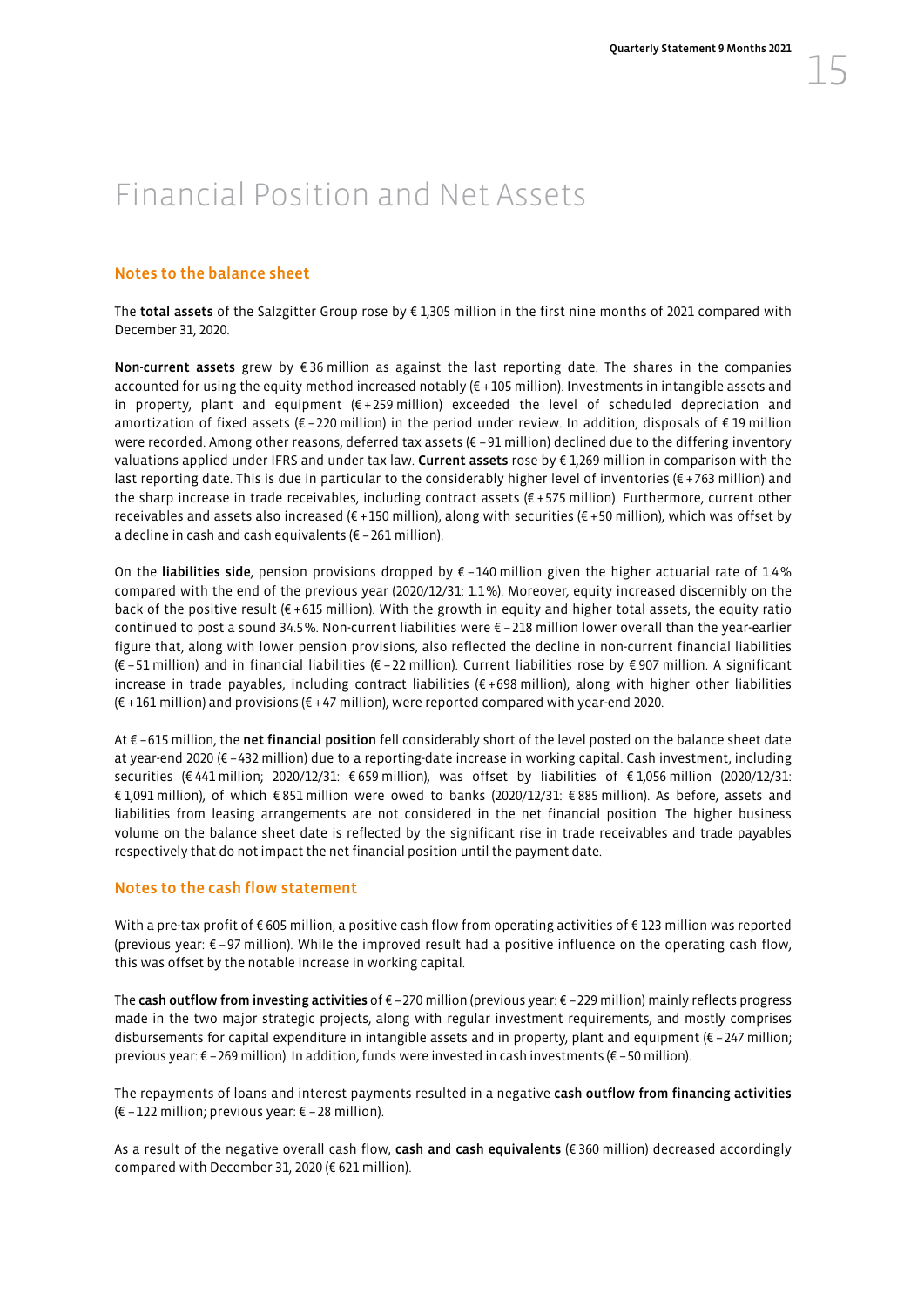# Financial Position and Net Assets

## Notes to the balance sheet

The **total assets** of the Salzgitter Group rose by € 1,305 million in the first nine months of 2021 compared with December 31, 2020.

**Non-current assets** grew by € 36 million as against the last reporting date. The shares in the companies accounted for using the equity method increased notably (€ +105 million). Investments in intangible assets and in property, plant and equipment (€ +259 million) exceeded the level of scheduled depreciation and amortization of fixed assets (€ –220 million) in the period under review. In addition, disposals of € 19 million were recorded. Among other reasons, deferred tax assets (€ –91 million) declined due to the differing inventory valuations applied under IFRS and under tax law. **Current assets** rose by € 1,269 million in comparison with the last reporting date. This is due in particular to the considerably higher level of inventories (€ +763 million) and the sharp increase in trade receivables, including contract assets (€ +575 million). Furthermore, current other receivables and assets also increased (€ +150 million), along with securities (€ +50 million), which was offset by a decline in cash and cash equivalents (€ –261 million).

On the **liabilities side**, pension provisions dropped by € –140 million given the higher actuarial rate of 1.4 % compared with the end of the previous year (2020/12/31: 1.1 %). Moreover, equity increased discernibly on the back of the positive result (€ +615 million). With the growth in equity and higher total assets, the equity ratio continued to post a sound 34.5 %. Non-current liabilities were € –218 million lower overall than the year-earlier figure that, along with lower pension provisions, also reflected the decline in non-current financial liabilities (€ –51 million) and in financial liabilities (€ –22 million). Current liabilities rose by € 907 million. A significant increase in trade payables, including contract liabilities (€ +698 million), along with higher other liabilities (€ +161 million) and provisions (€ +47 million), were reported compared with year-end 2020.

At € –615 million, the **net financial position** fell considerably short of the level posted on the balance sheet date at year-end 2020 (€ –432 million) due to a reporting-date increase in working capital. Cash investment, including securities (€ 441 million; 2020/12/31: € 659 million), was offset by liabilities of € 1,056 million (2020/12/31: € 1,091 million), of which € 851 million were owed to banks (2020/12/31: € 885 million). As before, assets and liabilities from leasing arrangements are not considered in the net financial position. The higher business volume on the balance sheet date is reflected by the significant rise in trade receivables and trade payables respectively that do not impact the net financial position until the payment date.

## Notes to the cash flow statement

With a pre-tax profit of € 605 million, a positive cash flow from operating activities of € 123 million was reported (previous year: € –97 million). While the improved result had a positive influence on the operating cash flow, this was offset by the notable increase in working capital.

The **cash outflow from investing activities** of € –270 million (previous year: € –229 million) mainly reflects progress made in the two major strategic projects, along with regular investment requirements, and mostly comprises disbursements for capital expenditure in intangible assets and in property, plant and equipment (€ –247 million; previous year: € –269 million). In addition, funds were invested in cash investments (€ –50 million).

The repayments of loans and interest payments resulted in a negative **cash outflow from financing activities** (€ –122 million; previous year: € –28 million).

As a result of the negative overall cash flow, **cash and cash equivalents** (€ 360 million) decreased accordingly compared with December 31, 2020 (€ 621 million).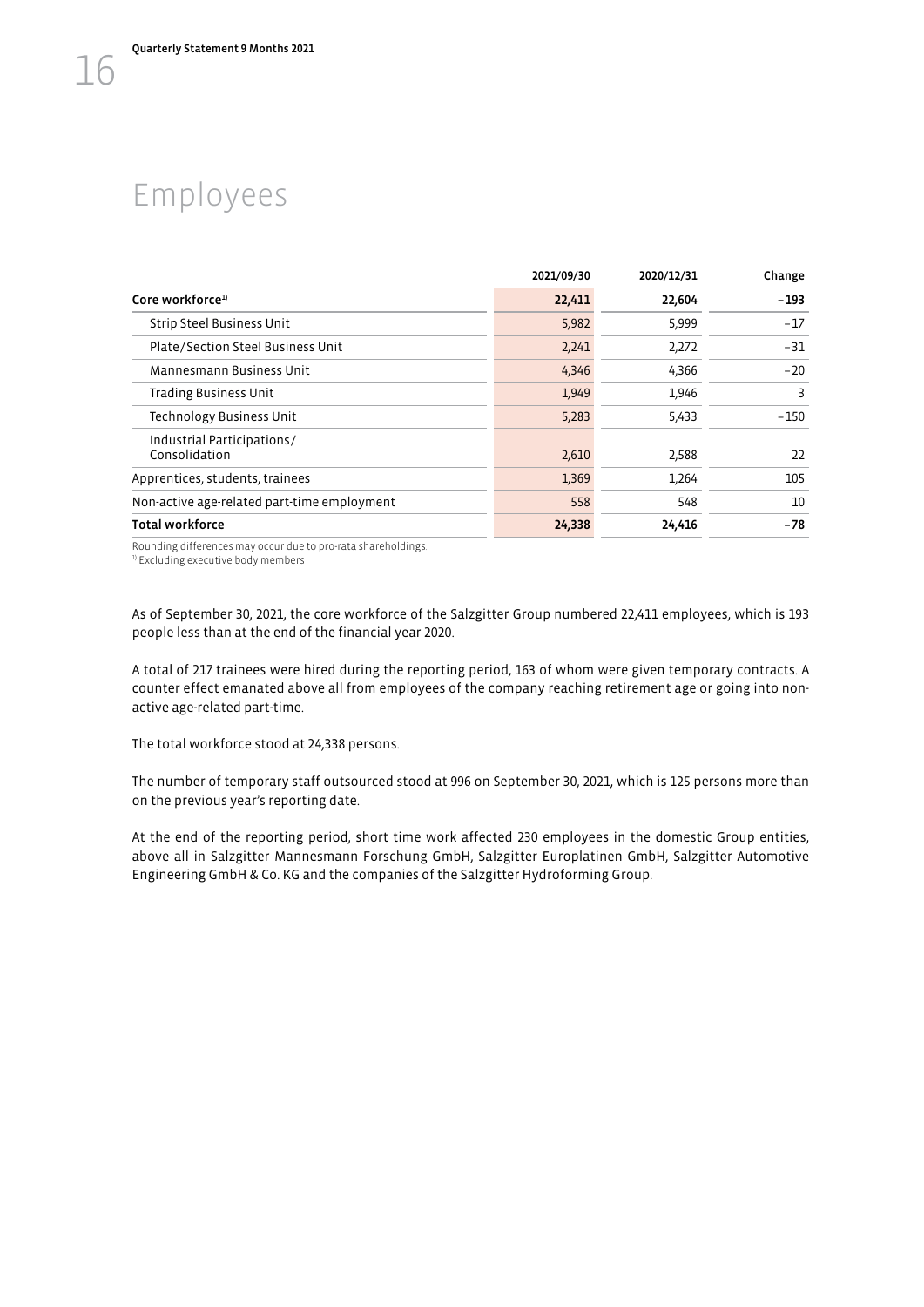# Employees

| | 2021/09/30 | 2020/12/31 | Change |
|---|---|---|---|
| **Core workforce[1]** | **22,411** | **22,604** | **–193** |
| Strip Steel Business Unit | 5,982 | 5,999 | –17 |
| Plate/Section Steel Business Unit | 2,241 | 2,272 | –31 |
| Mannesmann Business Unit | 4,346 | 4,366 | –20 |
| Trading Business Unit | 1,949 | 1,946 | 3 |
| Technology Business Unit | 5,283 | 5,433 | –150 |
| Industrial Participations/ Consolidation | 2,610 | 2,588 | 22 |
| Apprentices, students, trainees | 1,369 | 1,264 | 105 |
| Non-active age-related part-time employment | 558 | 548 | 10 |
| **Total workforce** | **24,338** | **24,416** | **–78** |

Rounding differences may occur due to pro-rata shareholdings.
[1] Excluding executive body members

As of September 30, 2021, the core workforce of the Salzgitter Group numbered 22,411 employees, which is 193 people less than at the end of the financial year 2020.

A total of 217 trainees were hired during the reporting period, 163 of whom were given temporary contracts. A counter effect emanated above all from employees of the company reaching retirement age or going into non-active age-related part-time.

The total workforce stood at 24,338 persons.

The number of temporary staff outsourced stood at 996 on September 30, 2021, which is 125 persons more than on the previous year's reporting date.

At the end of the reporting period, short time work affected 230 employees in the domestic Group entities, above all in Salzgitter Mannesmann Forschung GmbH, Salzgitter Europlatinen GmbH, Salzgitter Automotive Engineering GmbH & Co. KG and the companies of the Salzgitter Hydroforming Group.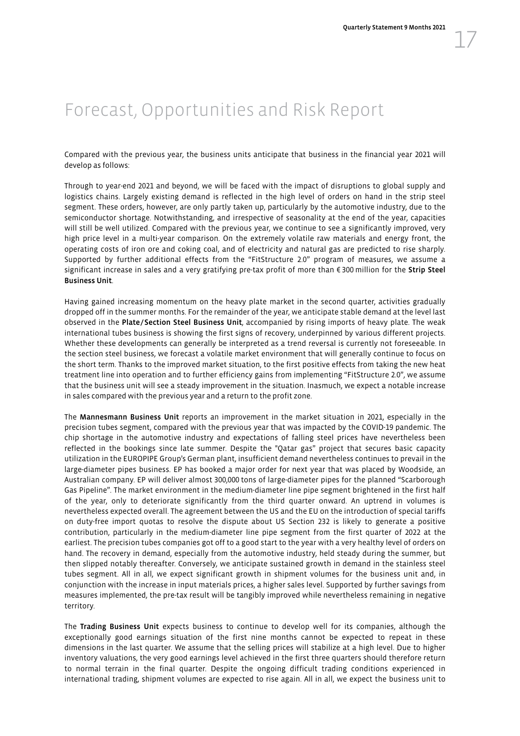# Forecast, Opportunities and Risk Report

Compared with the previous year, the business units anticipate that business in the financial year 2021 will develop as follows:

Through to year-end 2021 and beyond, we will be faced with the impact of disruptions to global supply and logistics chains. Largely existing demand is reflected in the high level of orders on hand in the strip steel segment. These orders, however, are only partly taken up, particularly by the automotive industry, due to the semiconductor shortage. Notwithstanding, and irrespective of seasonality at the end of the year, capacities will still be well utilized. Compared with the previous year, we continue to see a significantly improved, very high price level in a multi-year comparison. On the extremely volatile raw materials and energy front, the operating costs of iron ore and coking coal, and of electricity and natural gas are predicted to rise sharply. Supported by further additional effects from the "FitStructure 2.0" program of measures, we assume a significant increase in sales and a very gratifying pre-tax profit of more than € 300 million for the **Strip Steel Business Unit**.

Having gained increasing momentum on the heavy plate market in the second quarter, activities gradually dropped off in the summer months. For the remainder of the year, we anticipate stable demand at the level last observed in the **Plate/Section Steel Business Unit**, accompanied by rising imports of heavy plate. The weak international tubes business is showing the first signs of recovery, underpinned by various different projects. Whether these developments can generally be interpreted as a trend reversal is currently not foreseeable. In the section steel business, we forecast a volatile market environment that will generally continue to focus on the short term. Thanks to the improved market situation, to the first positive effects from taking the new heat treatment line into operation and to further efficiency gains from implementing "FitStructure 2.0", we assume that the business unit will see a steady improvement in the situation. Inasmuch, we expect a notable increase in sales compared with the previous year and a return to the profit zone.

The **Mannesmann Business Unit** reports an improvement in the market situation in 2021, especially in the precision tubes segment, compared with the previous year that was impacted by the COVID-19 pandemic. The chip shortage in the automotive industry and expectations of falling steel prices have nevertheless been reflected in the bookings since late summer. Despite the "Qatar gas" project that secures basic capacity utilization in the EUROPIPE Group's German plant, insufficient demand nevertheless continues to prevail in the large-diameter pipes business. EP has booked a major order for next year that was placed by Woodside, an Australian company. EP will deliver almost 300,000 tons of large-diameter pipes for the planned "Scarborough Gas Pipeline". The market environment in the medium-diameter line pipe segment brightened in the first half of the year, only to deteriorate significantly from the third quarter onward. An uptrend in volumes is nevertheless expected overall. The agreement between the US and the EU on the introduction of special tariffs on duty-free import quotas to resolve the dispute about US Section 232 is likely to generate a positive contribution, particularly in the medium-diameter line pipe segment from the first quarter of 2022 at the earliest. The precision tubes companies got off to a good start to the year with a very healthy level of orders on hand. The recovery in demand, especially from the automotive industry, held steady during the summer, but then slipped notably thereafter. Conversely, we anticipate sustained growth in demand in the stainless steel tubes segment. All in all, we expect significant growth in shipment volumes for the business unit and, in conjunction with the increase in input materials prices, a higher sales level. Supported by further savings from measures implemented, the pre-tax result will be tangibly improved while nevertheless remaining in negative territory.

The **Trading Business Unit** expects business to continue to develop well for its companies, although the exceptionally good earnings situation of the first nine months cannot be expected to repeat in these dimensions in the last quarter. We assume that the selling prices will stabilize at a high level. Due to higher inventory valuations, the very good earnings level achieved in the first three quarters should therefore return to normal terrain in the final quarter. Despite the ongoing difficult trading conditions experienced in international trading, shipment volumes are expected to rise again. All in all, we expect the business unit to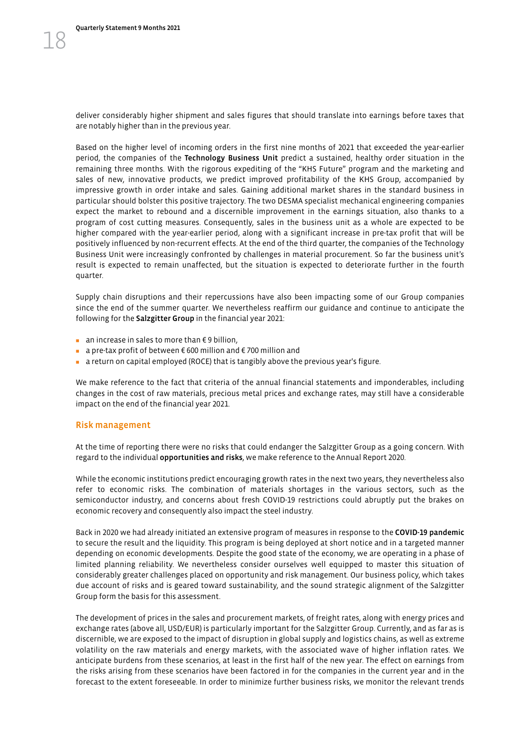deliver considerably higher shipment and sales figures that should translate into earnings before taxes that are notably higher than in the previous year.

Based on the higher level of incoming orders in the first nine months of 2021 that exceeded the year-earlier period, the companies of the **Technology Business Unit** predict a sustained, healthy order situation in the remaining three months. With the rigorous expediting of the "KHS Future" program and the marketing and sales of new, innovative products, we predict improved profitability of the KHS Group, accompanied by impressive growth in order intake and sales. Gaining additional market shares in the standard business in particular should bolster this positive trajectory. The two DESMA specialist mechanical engineering companies expect the market to rebound and a discernible improvement in the earnings situation, also thanks to a program of cost cutting measures. Consequently, sales in the business unit as a whole are expected to be higher compared with the year-earlier period, along with a significant increase in pre-tax profit that will be positively influenced by non-recurrent effects. At the end of the third quarter, the companies of the Technology Business Unit were increasingly confronted by challenges in material procurement. So far the business unit's result is expected to remain unaffected, but the situation is expected to deteriorate further in the fourth quarter.

Supply chain disruptions and their repercussions have also been impacting some of our Group companies since the end of the summer quarter. We nevertheless reaffirm our guidance and continue to anticipate the following for the **Salzgitter Group** in the financial year 2021:

- an increase in sales to more than € 9 billion,
- a pre-tax profit of between € 600 million and € 700 million and
- a return on capital employed (ROCE) that is tangibly above the previous year's figure.

We make reference to the fact that criteria of the annual financial statements and imponderables, including changes in the cost of raw materials, precious metal prices and exchange rates, may still have a considerable impact on the end of the financial year 2021.

## Risk management

At the time of reporting there were no risks that could endanger the Salzgitter Group as a going concern. With regard to the individual **opportunities and risks**, we make reference to the Annual Report 2020.

While the economic institutions predict encouraging growth rates in the next two years, they nevertheless also refer to economic risks. The combination of materials shortages in the various sectors, such as the semiconductor industry, and concerns about fresh COVID-19 restrictions could abruptly put the brakes on economic recovery and consequently also impact the steel industry.

Back in 2020 we had already initiated an extensive program of measures in response to the **COVID-19 pandemic** to secure the result and the liquidity. This program is being deployed at short notice and in a targeted manner depending on economic developments. Despite the good state of the economy, we are operating in a phase of limited planning reliability. We nevertheless consider ourselves well equipped to master this situation of considerably greater challenges placed on opportunity and risk management. Our business policy, which takes due account of risks and is geared toward sustainability, and the sound strategic alignment of the Salzgitter Group form the basis for this assessment.

The development of prices in the sales and procurement markets, of freight rates, along with energy prices and exchange rates (above all, USD/EUR) is particularly important for the Salzgitter Group. Currently, and as far as is discernible, we are exposed to the impact of disruption in global supply and logistics chains, as well as extreme volatility on the raw materials and energy markets, with the associated wave of higher inflation rates. We anticipate burdens from these scenarios, at least in the first half of the new year. The effect on earnings from the risks arising from these scenarios have been factored in for the companies in the current year and in the forecast to the extent foreseeable. In order to minimize further business risks, we monitor the relevant trends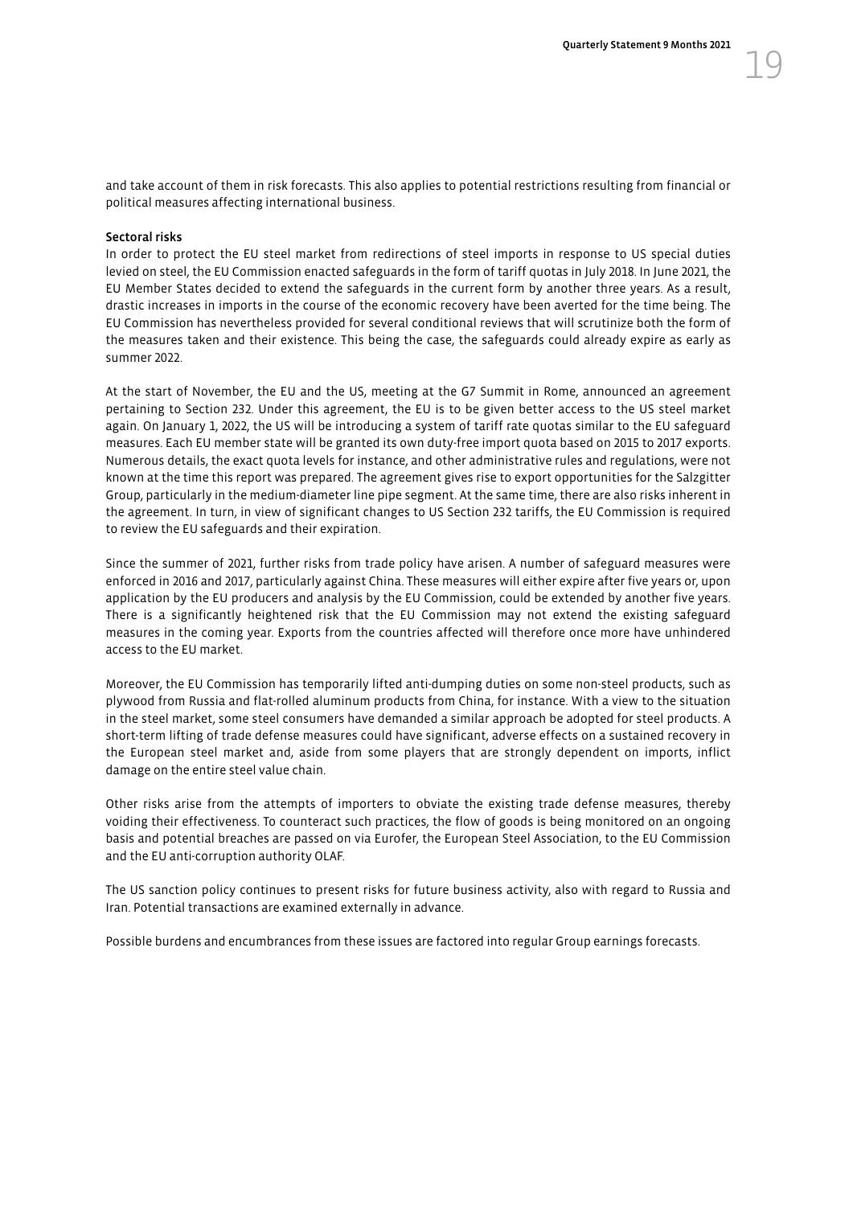and take account of them in risk forecasts. This also applies to potential restrictions resulting from financial or political measures affecting international business.

**Sectoral risks**

In order to protect the EU steel market from redirections of steel imports in response to US special duties levied on steel, the EU Commission enacted safeguards in the form of tariff quotas in July 2018. In June 2021, the EU Member States decided to extend the safeguards in the current form by another three years. As a result, drastic increases in imports in the course of the economic recovery have been averted for the time being. The EU Commission has nevertheless provided for several conditional reviews that will scrutinize both the form of the measures taken and their existence. This being the case, the safeguards could already expire as early as summer 2022.

At the start of November, the EU and the US, meeting at the G7 Summit in Rome, announced an agreement pertaining to Section 232. Under this agreement, the EU is to be given better access to the US steel market again. On January 1, 2022, the US will be introducing a system of tariff rate quotas similar to the EU safeguard measures. Each EU member state will be granted its own duty-free import quota based on 2015 to 2017 exports. Numerous details, the exact quota levels for instance, and other administrative rules and regulations, were not known at the time this report was prepared. The agreement gives rise to export opportunities for the Salzgitter Group, particularly in the medium-diameter line pipe segment. At the same time, there are also risks inherent in the agreement. In turn, in view of significant changes to US Section 232 tariffs, the EU Commission is required to review the EU safeguards and their expiration.

Since the summer of 2021, further risks from trade policy have arisen. A number of safeguard measures were enforced in 2016 and 2017, particularly against China. These measures will either expire after five years or, upon application by the EU producers and analysis by the EU Commission, could be extended by another five years. There is a significantly heightened risk that the EU Commission may not extend the existing safeguard measures in the coming year. Exports from the countries affected will therefore once more have unhindered access to the EU market.

Moreover, the EU Commission has temporarily lifted anti-dumping duties on some non-steel products, such as plywood from Russia and flat-rolled aluminum products from China, for instance. With a view to the situation in the steel market, some steel consumers have demanded a similar approach be adopted for steel products. A short-term lifting of trade defense measures could have significant, adverse effects on a sustained recovery in the European steel market and, aside from some players that are strongly dependent on imports, inflict damage on the entire steel value chain.

Other risks arise from the attempts of importers to obviate the existing trade defense measures, thereby voiding their effectiveness. To counteract such practices, the flow of goods is being monitored on an ongoing basis and potential breaches are passed on via Eurofer, the European Steel Association, to the EU Commission and the EU anti-corruption authority OLAF.

The US sanction policy continues to present risks for future business activity, also with regard to Russia and Iran. Potential transactions are examined externally in advance.

Possible burdens and encumbrances from these issues are factored into regular Group earnings forecasts.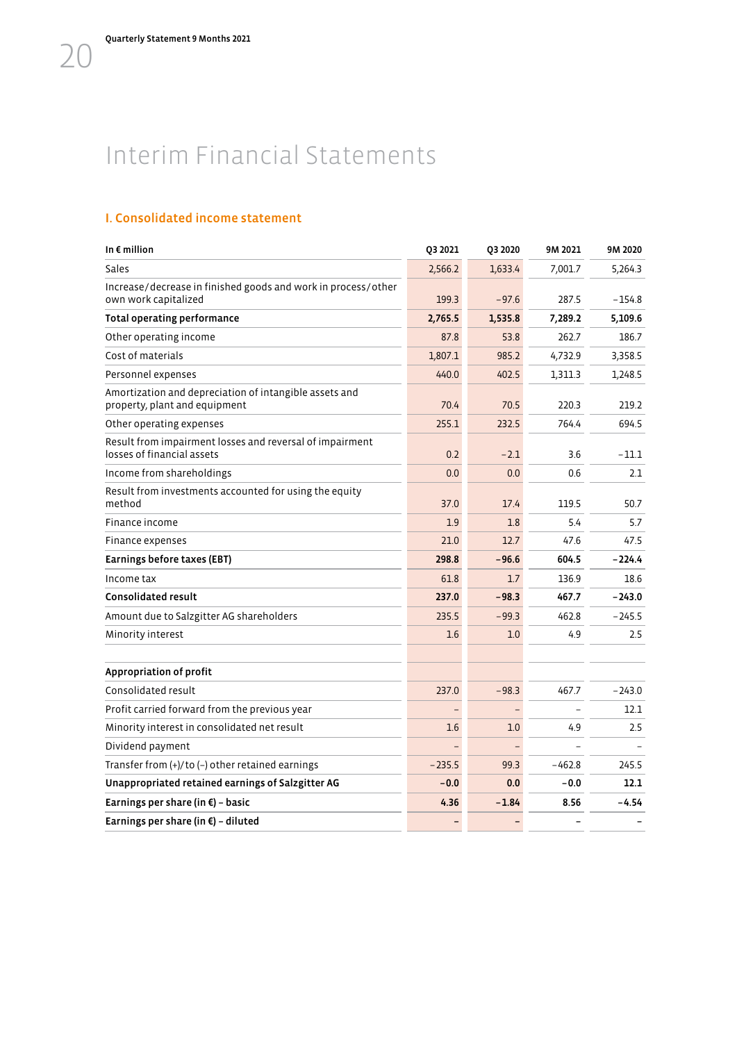# Interim Financial Statements

## I. Consolidated income statement

| In € million | Q3 2021 | Q3 2020 | 9M 2021 | 9M 2020 |
|---|---|---|---|---|
| Sales | 2,566.2 | 1,633.4 | 7,001.7 | 5,264.3 |
| Increase/decrease in finished goods and work in process/other own work capitalized | 199.3 | −97.6 | 287.5 | −154.8 |
| **Total operating performance** | **2,765.5** | **1,535.8** | **7,289.2** | **5,109.6** |
| Other operating income | 87.8 | 53.8 | 262.7 | 186.7 |
| Cost of materials | 1,807.1 | 985.2 | 4,732.9 | 3,358.5 |
| Personnel expenses | 440.0 | 402.5 | 1,311.3 | 1,248.5 |
| Amortization and depreciation of intangible assets and property, plant and equipment | 70.4 | 70.5 | 220.3 | 219.2 |
| Other operating expenses | 255.1 | 232.5 | 764.4 | 694.5 |
| Result from impairment losses and reversal of impairment losses of financial assets | 0.2 | −2.1 | 3.6 | −11.1 |
| Income from shareholdings | 0.0 | 0.0 | 0.6 | 2.1 |
| Result from investments accounted for using the equity method | 37.0 | 17.4 | 119.5 | 50.7 |
| Finance income | 1.9 | 1.8 | 5.4 | 5.7 |
| Finance expenses | 21.0 | 12.7 | 47.6 | 47.5 |
| **Earnings before taxes (EBT)** | **298.8** | **−96.6** | **604.5** | **−224.4** |
| Income tax | 61.8 | 1.7 | 136.9 | 18.6 |
| **Consolidated result** | **237.0** | **−98.3** | **467.7** | **−243.0** |
| Amount due to Salzgitter AG shareholders | 235.5 | −99.3 | 462.8 | −245.5 |
| Minority interest | 1.6 | 1.0 | 4.9 | 2.5 |
| | | | | |
| **Appropriation of profit** | | | | |
| Consolidated result | 237.0 | −98.3 | 467.7 | −243.0 |
| Profit carried forward from the previous year | – | – | – | 12.1 |
| Minority interest in consolidated net result | 1.6 | 1.0 | 4.9 | 2.5 |
| Dividend payment | – | – | – | – |
| Transfer from (+)/to (−) other retained earnings | −235.5 | 99.3 | −462.8 | 245.5 |
| **Unappropriated retained earnings of Salzgitter AG** | **−0.0** | **0.0** | **−0.0** | **12.1** |
| **Earnings per share (in €) – basic** | **4.36** | **−1.84** | **8.56** | **−4.54** |
| **Earnings per share (in €) – diluted** | **–** | **–** | **–** | **–** |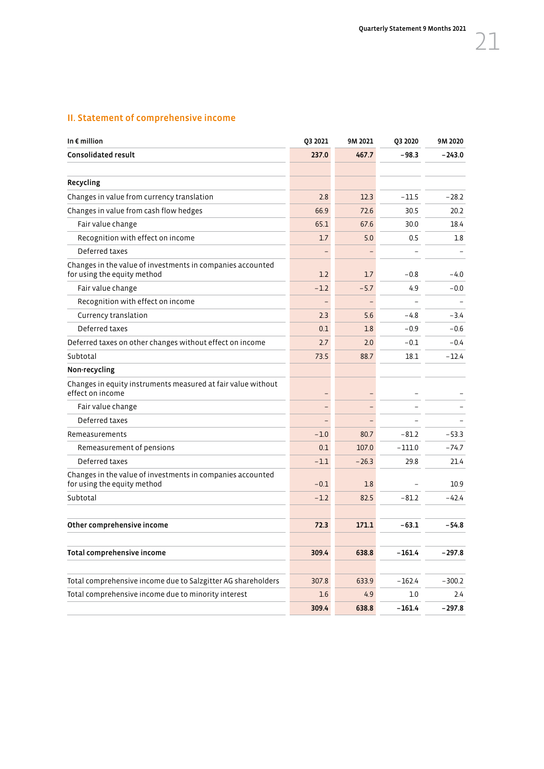## II. Statement of comprehensive income

| In € million | Q3 2021 | 9M 2021 | Q3 2020 | 9M 2020 |
|---|---|---|---|---|
| **Consolidated result** | **237.0** | **467.7** | **-98.3** | **-243.0** |
| | | | | |
| **Recycling** | | | | |
| Changes in value from currency translation | 2.8 | 12.3 | -11.5 | -28.2 |
| Changes in value from cash flow hedges | 66.9 | 72.6 | 30.5 | 20.2 |
| Fair value change | 65.1 | 67.6 | 30.0 | 18.4 |
| Recognition with effect on income | 1.7 | 5.0 | 0.5 | 1.8 |
| Deferred taxes | – | – | – | – |
| Changes in the value of investments in companies accounted for using the equity method | 1.2 | 1.7 | -0.8 | -4.0 |
| Fair value change | -1.2 | -5.7 | 4.9 | -0.0 |
| Recognition with effect on income | – | – | – | – |
| Currency translation | 2.3 | 5.6 | -4.8 | -3.4 |
| Deferred taxes | 0.1 | 1.8 | -0.9 | -0.6 |
| Deferred taxes on other changes without effect on income | 2.7 | 2.0 | -0.1 | -0.4 |
| Subtotal | 73.5 | 88.7 | 18.1 | -12.4 |
| **Non-recycling** | | | | |
| Changes in equity instruments measured at fair value without effect on income | – | – | – | – |
| Fair value change | – | – | – | – |
| Deferred taxes | – | – | – | – |
| Remeasurements | -1.0 | 80.7 | -81.2 | -53.3 |
| Remeasurement of pensions | 0.1 | 107.0 | -111.0 | -74.7 |
| Deferred taxes | -1.1 | -26.3 | 29.8 | 21.4 |
| Changes in the value of investments in companies accounted for using the equity method | -0.1 | 1.8 | – | 10.9 |
| Subtotal | -1.2 | 82.5 | -81.2 | -42.4 |
| | | | | |
| **Other comprehensive income** | **72.3** | **171.1** | **-63.1** | **-54.8** |
| | | | | |
| **Total comprehensive income** | **309.4** | **638.8** | **-161.4** | **-297.8** |
| | | | | |
| Total comprehensive income due to Salzgitter AG shareholders | 307.8 | 633.9 | -162.4 | -300.2 |
| Total comprehensive income due to minority interest | 1.6 | 4.9 | 1.0 | 2.4 |
| | **309.4** | **638.8** | **-161.4** | **-297.8** |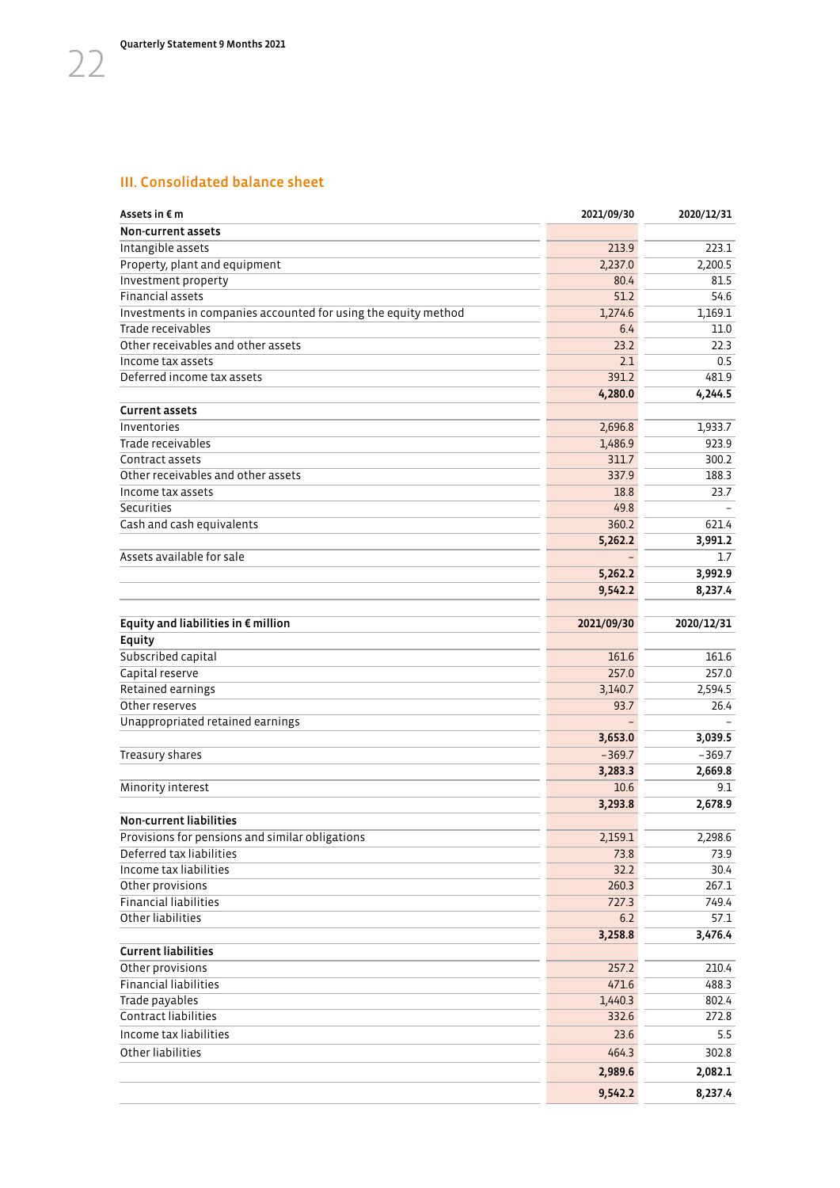## III. Consolidated balance sheet

| Assets in € m | 2021/09/30 | 2020/12/31 |
|---|---|---|
| **Non-current assets** | | |
| Intangible assets | 213.9 | 223.1 |
| Property, plant and equipment | 2,237.0 | 2,200.5 |
| Investment property | 80.4 | 81.5 |
| Financial assets | 51.2 | 54.6 |
| Investments in companies accounted for using the equity method | 1,274.6 | 1,169.1 |
| Trade receivables | 6.4 | 11.0 |
| Other receivables and other assets | 23.2 | 22.3 |
| Income tax assets | 2.1 | 0.5 |
| Deferred income tax assets | 391.2 | 481.9 |
| | **4,280.0** | **4,244.5** |
| **Current assets** | | |
| Inventories | 2,696.8 | 1,933.7 |
| Trade receivables | 1,486.9 | 923.9 |
| Contract assets | 311.7 | 300.2 |
| Other receivables and other assets | 337.9 | 188.3 |
| Income tax assets | 18.8 | 23.7 |
| Securities | 49.8 | – |
| Cash and cash equivalents | 360.2 | 621.4 |
| | **5,262.2** | **3,991.2** |
| Assets available for sale | – | 1.7 |
| | **5,262.2** | **3,992.9** |
| | **9,542.2** | **8,237.4** |

| Equity and liabilities in € million | 2021/09/30 | 2020/12/31 |
|---|---|---|
| **Equity** | | |
| Subscribed capital | 161.6 | 161.6 |
| Capital reserve | 257.0 | 257.0 |
| Retained earnings | 3,140.7 | 2,594.5 |
| Other reserves | 93.7 | 26.4 |
| Unappropriated retained earnings | – | – |
| | **3,653.0** | **3,039.5** |
| Treasury shares | −369.7 | −369.7 |
| | **3,283.3** | **2,669.8** |
| Minority interest | 10.6 | 9.1 |
| | **3,293.8** | **2,678.9** |
| **Non-current liabilities** | | |
| Provisions for pensions and similar obligations | 2,159.1 | 2,298.6 |
| Deferred tax liabilities | 73.8 | 73.9 |
| Income tax liabilities | 32.2 | 30.4 |
| Other provisions | 260.3 | 267.1 |
| Financial liabilities | 727.3 | 749.4 |
| Other liabilities | 6.2 | 57.1 |
| | **3,258.8** | **3,476.4** |
| **Current liabilities** | | |
| Other provisions | 257.2 | 210.4 |
| Financial liabilities | 471.6 | 488.3 |
| Trade payables | 1,440.3 | 802.4 |
| Contract liabilities | 332.6 | 272.8 |
| Income tax liabilities | 23.6 | 5.5 |
| Other liabilities | 464.3 | 302.8 |
| | **2,989.6** | **2,082.1** |
| | **9,542.2** | **8,237.4** |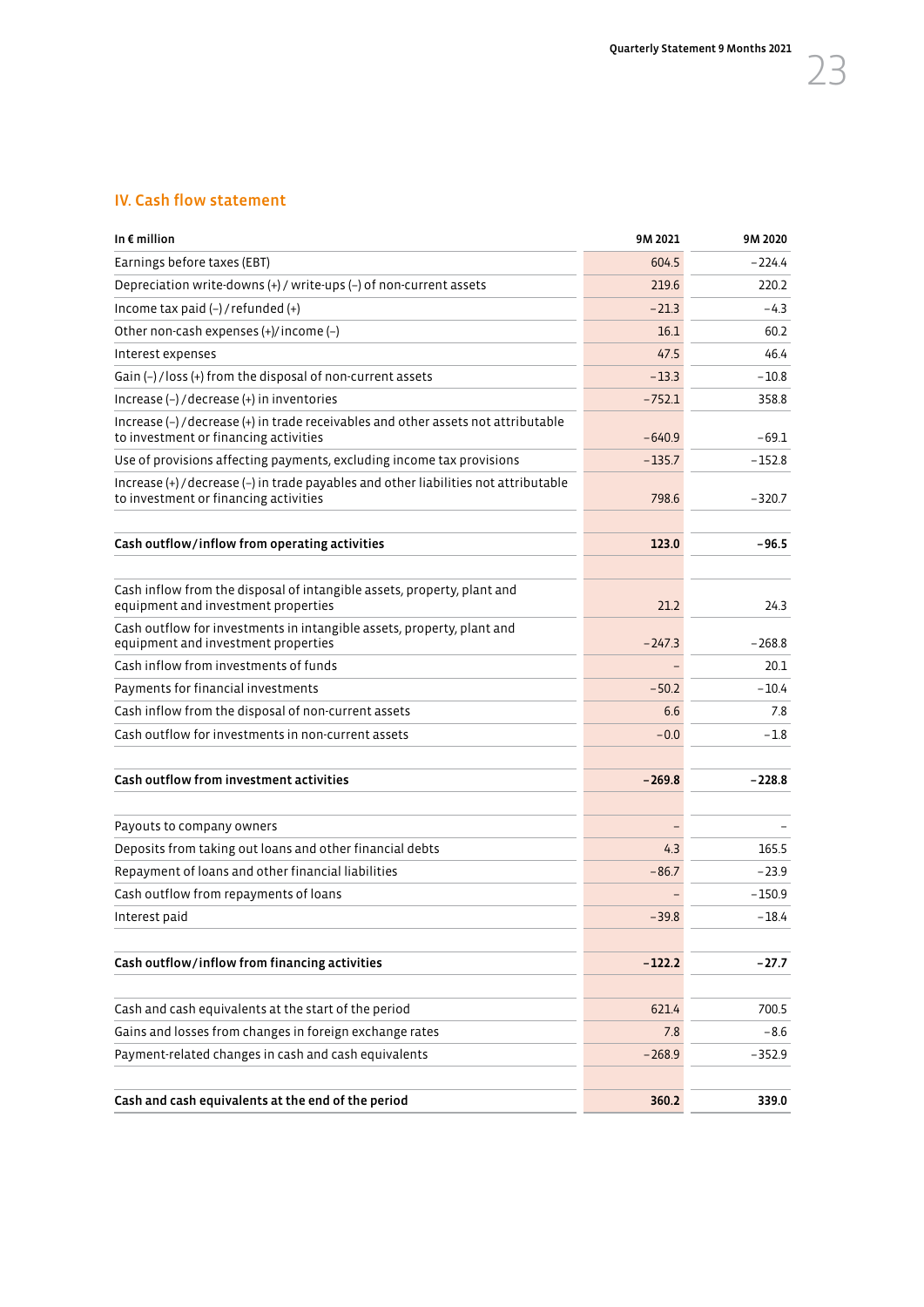## IV. Cash flow statement

| In € million | 9M 2021 | 9M 2020 |
|---|---|---|
| Earnings before taxes (EBT) | 604.5 | −224.4 |
| Depreciation write-downs (+) / write-ups (−) of non-current assets | 219.6 | 220.2 |
| Income tax paid (−) / refunded (+) | −21.3 | −4.3 |
| Other non-cash expenses (+)/income (−) | 16.1 | 60.2 |
| Interest expenses | 47.5 | 46.4 |
| Gain (−) / loss (+) from the disposal of non-current assets | −13.3 | −10.8 |
| Increase (−) / decrease (+) in inventories | −752.1 | 358.8 |
| Increase (−) / decrease (+) in trade receivables and other assets not attributable to investment or financing activities | −640.9 | −69.1 |
| Use of provisions affecting payments, excluding income tax provisions | −135.7 | −152.8 |
| Increase (+) / decrease (−) in trade payables and other liabilities not attributable to investment or financing activities | 798.6 | −320.7 |
| **Cash outflow/inflow from operating activities** | **123.0** | **−96.5** |
| Cash inflow from the disposal of intangible assets, property, plant and equipment and investment properties | 21.2 | 24.3 |
| Cash outflow for investments in intangible assets, property, plant and equipment and investment properties | −247.3 | −268.8 |
| Cash inflow from investments of funds | – | 20.1 |
| Payments for financial investments | −50.2 | −10.4 |
| Cash inflow from the disposal of non-current assets | 6.6 | 7.8 |
| Cash outflow for investments in non-current assets | −0.0 | −1.8 |
| **Cash outflow from investment activities** | **−269.8** | **−228.8** |
| Payouts to company owners | – | – |
| Deposits from taking out loans and other financial debts | 4.3 | 165.5 |
| Repayment of loans and other financial liabilities | −86.7 | −23.9 |
| Cash outflow from repayments of loans | – | −150.9 |
| Interest paid | −39.8 | −18.4 |
| **Cash outflow/inflow from financing activities** | **−122.2** | **−27.7** |
| Cash and cash equivalents at the start of the period | 621.4 | 700.5 |
| Gains and losses from changes in foreign exchange rates | 7.8 | −8.6 |
| Payment-related changes in cash and cash equivalents | −268.9 | −352.9 |
| **Cash and cash equivalents at the end of the period** | **360.2** | **339.0** |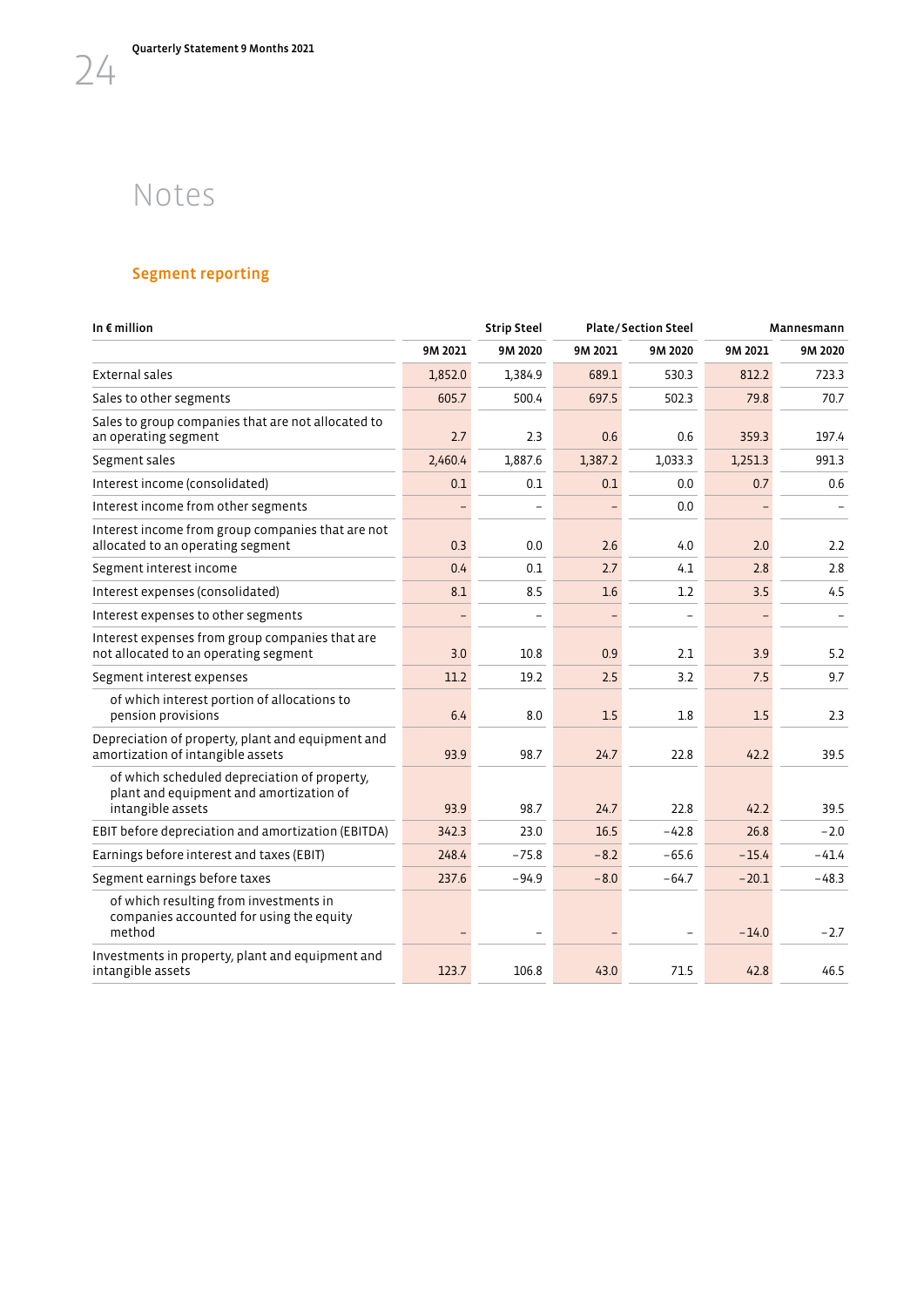# Notes

## Segment reporting

| In € million | Strip Steel | | Plate/Section Steel | | Mannesmann | |
|---|---|---|---|---|---|---|
| | 9M 2021 | 9M 2020 | 9M 2021 | 9M 2020 | 9M 2021 | 9M 2020 |
| External sales | 1,852.0 | 1,384.9 | 689.1 | 530.3 | 812.2 | 723.3 |
| Sales to other segments | 605.7 | 500.4 | 697.5 | 502.3 | 79.8 | 70.7 |
| Sales to group companies that are not allocated to an operating segment | 2.7 | 2.3 | 0.6 | 0.6 | 359.3 | 197.4 |
| Segment sales | 2,460.4 | 1,887.6 | 1,387.2 | 1,033.3 | 1,251.3 | 991.3 |
| Interest income (consolidated) | 0.1 | 0.1 | 0.1 | 0.0 | 0.7 | 0.6 |
| Interest income from other segments | – | – | – | 0.0 | – | – |
| Interest income from group companies that are not allocated to an operating segment | 0.3 | 0.0 | 2.6 | 4.0 | 2.0 | 2.2 |
| Segment interest income | 0.4 | 0.1 | 2.7 | 4.1 | 2.8 | 2.8 |
| Interest expenses (consolidated) | 8.1 | 8.5 | 1.6 | 1.2 | 3.5 | 4.5 |
| Interest expenses to other segments | – | – | – | – | – | – |
| Interest expenses from group companies that are not allocated to an operating segment | 3.0 | 10.8 | 0.9 | 2.1 | 3.9 | 5.2 |
| Segment interest expenses | 11.2 | 19.2 | 2.5 | 3.2 | 7.5 | 9.7 |
| of which interest portion of allocations to pension provisions | 6.4 | 8.0 | 1.5 | 1.8 | 1.5 | 2.3 |
| Depreciation of property, plant and equipment and amortization of intangible assets | 93.9 | 98.7 | 24.7 | 22.8 | 42.2 | 39.5 |
| of which scheduled depreciation of property, plant and equipment and amortization of intangible assets | 93.9 | 98.7 | 24.7 | 22.8 | 42.2 | 39.5 |
| EBIT before depreciation and amortization (EBITDA) | 342.3 | 23.0 | 16.5 | −42.8 | 26.8 | −2.0 |
| Earnings before interest and taxes (EBIT) | 248.4 | −75.8 | −8.2 | −65.6 | −15.4 | −41.4 |
| Segment earnings before taxes | 237.6 | −94.9 | −8.0 | −64.7 | −20.1 | −48.3 |
| of which resulting from investments in companies accounted for using the equity method | – | – | – | – | −14.0 | −2.7 |
| Investments in property, plant and equipment and intangible assets | 123.7 | 106.8 | 43.0 | 71.5 | 42.8 | 46.5 |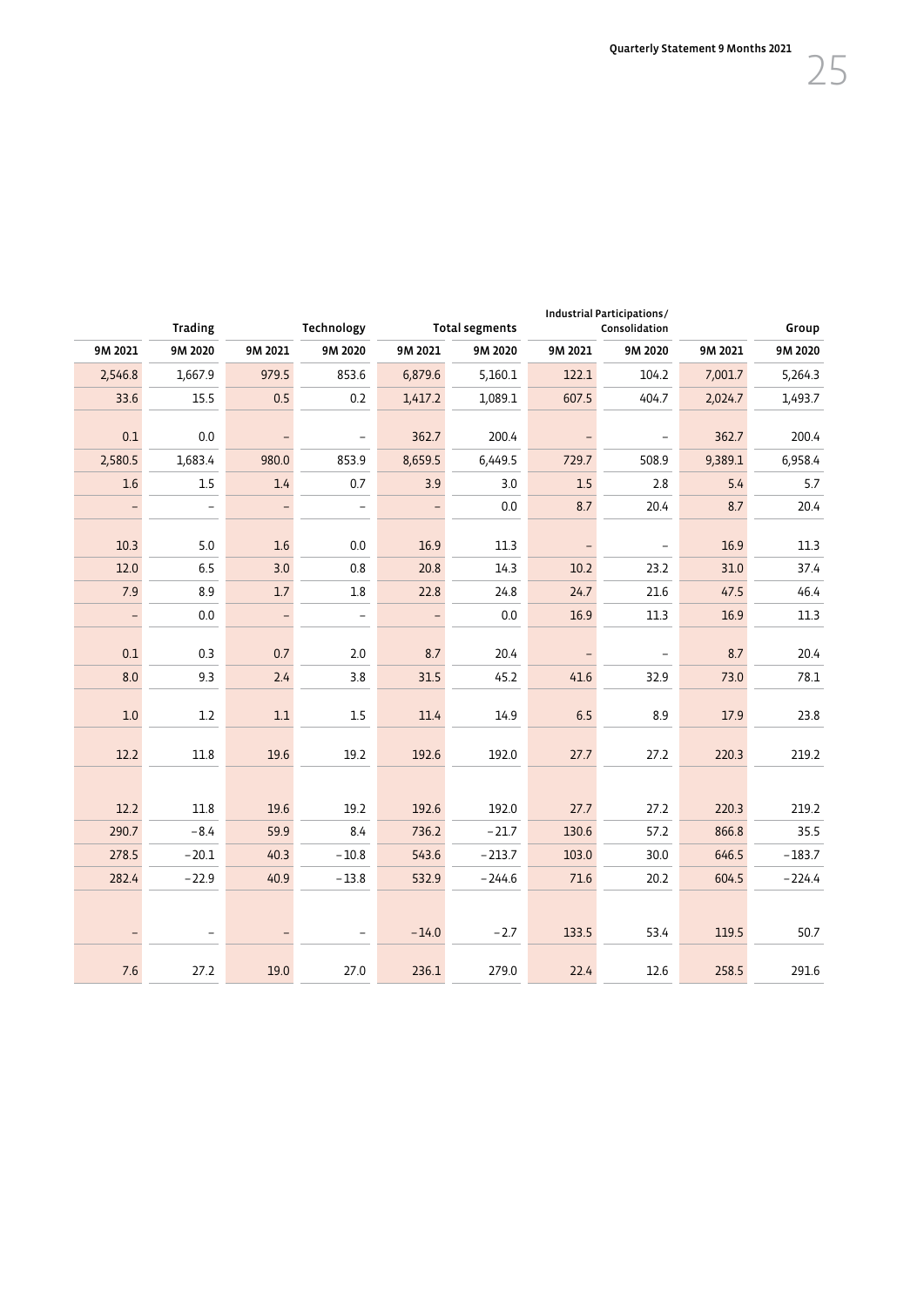| Trading | | Technology | | Total segments | | Industrial Participations/ Consolidation | | Group | |
|---|---|---|---|---|---|---|---|---|---|
| 9M 2021 | 9M 2020 | 9M 2021 | 9M 2020 | 9M 2021 | 9M 2020 | 9M 2021 | 9M 2020 | 9M 2021 | 9M 2020 |
| 2,546.8 | 1,667.9 | 979.5 | 853.6 | 6,879.6 | 5,160.1 | 122.1 | 104.2 | 7,001.7 | 5,264.3 |
| 33.6 | 15.5 | 0.5 | 0.2 | 1,417.2 | 1,089.1 | 607.5 | 404.7 | 2,024.7 | 1,493.7 |
| 0.1 | 0.0 | – | – | 362.7 | 200.4 | – | – | 362.7 | 200.4 |
| 2,580.5 | 1,683.4 | 980.0 | 853.9 | 8,659.5 | 6,449.5 | 729.7 | 508.9 | 9,389.1 | 6,958.4 |
| 1.6 | 1.5 | 1.4 | 0.7 | 3.9 | 3.0 | 1.5 | 2.8 | 5.4 | 5.7 |
| – | – | – | – | – | 0.0 | 8.7 | 20.4 | 8.7 | 20.4 |
| 10.3 | 5.0 | 1.6 | 0.0 | 16.9 | 11.3 | – | – | 16.9 | 11.3 |
| 12.0 | 6.5 | 3.0 | 0.8 | 20.8 | 14.3 | 10.2 | 23.2 | 31.0 | 37.4 |
| 7.9 | 8.9 | 1.7 | 1.8 | 22.8 | 24.8 | 24.7 | 21.6 | 47.5 | 46.4 |
| – | 0.0 | – | – | – | 0.0 | 16.9 | 11.3 | 16.9 | 11.3 |
| 0.1 | 0.3 | 0.7 | 2.0 | 8.7 | 20.4 | – | – | 8.7 | 20.4 |
| 8.0 | 9.3 | 2.4 | 3.8 | 31.5 | 45.2 | 41.6 | 32.9 | 73.0 | 78.1 |
| 1.0 | 1.2 | 1.1 | 1.5 | 11.4 | 14.9 | 6.5 | 8.9 | 17.9 | 23.8 |
| 12.2 | 11.8 | 19.6 | 19.2 | 192.6 | 192.0 | 27.7 | 27.2 | 220.3 | 219.2 |
| 12.2 | 11.8 | 19.6 | 19.2 | 192.6 | 192.0 | 27.7 | 27.2 | 220.3 | 219.2 |
| 290.7 | −8.4 | 59.9 | 8.4 | 736.2 | −21.7 | 130.6 | 57.2 | 866.8 | 35.5 |
| 278.5 | −20.1 | 40.3 | −10.8 | 543.6 | −213.7 | 103.0 | 30.0 | 646.5 | −183.7 |
| 282.4 | −22.9 | 40.9 | −13.8 | 532.9 | −244.6 | 71.6 | 20.2 | 604.5 | −224.4 |
| – | – | – | – | −14.0 | −2.7 | 133.5 | 53.4 | 119.5 | 50.7 |
| 7.6 | 27.2 | 19.0 | 27.0 | 236.1 | 279.0 | 22.4 | 12.6 | 258.5 | 291.6 |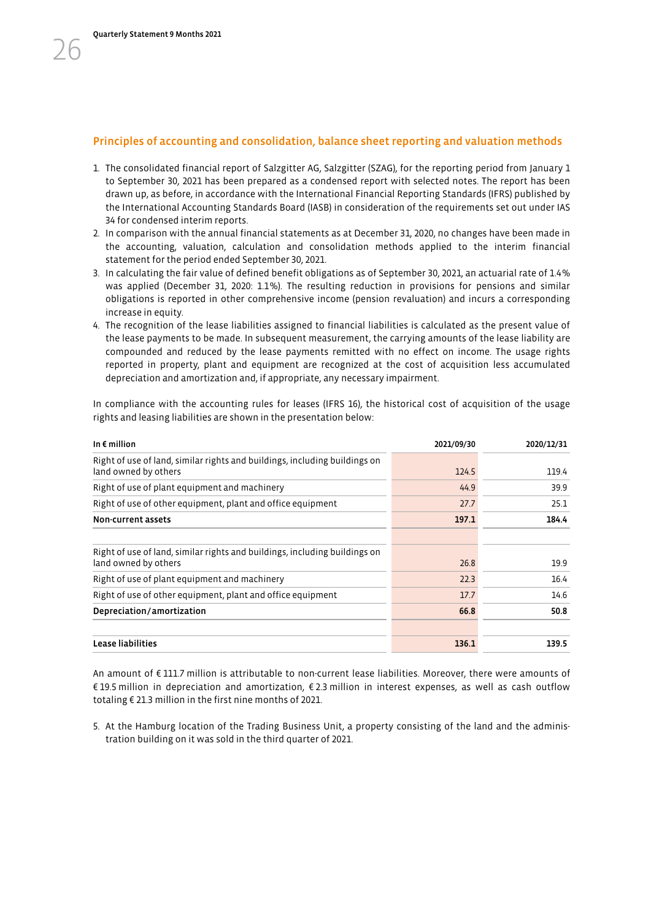## Principles of accounting and consolidation, balance sheet reporting and valuation methods

1. The consolidated financial report of Salzgitter AG, Salzgitter (SZAG), for the reporting period from January 1 to September 30, 2021 has been prepared as a condensed report with selected notes. The report has been drawn up, as before, in accordance with the International Financial Reporting Standards (IFRS) published by the International Accounting Standards Board (IASB) in consideration of the requirements set out under IAS 34 for condensed interim reports.
2. In comparison with the annual financial statements as at December 31, 2020, no changes have been made in the accounting, valuation, calculation and consolidation methods applied to the interim financial statement for the period ended September 30, 2021.
3. In calculating the fair value of defined benefit obligations as of September 30, 2021, an actuarial rate of 1.4% was applied (December 31, 2020: 1.1%). The resulting reduction in provisions for pensions and similar obligations is reported in other comprehensive income (pension revaluation) and incurs a corresponding increase in equity.
4. The recognition of the lease liabilities assigned to financial liabilities is calculated as the present value of the lease payments to be made. In subsequent measurement, the carrying amounts of the lease liability are compounded and reduced by the lease payments remitted with no effect on income. The usage rights reported in property, plant and equipment are recognized at the cost of acquisition less accumulated depreciation and amortization and, if appropriate, any necessary impairment.

In compliance with the accounting rules for leases (IFRS 16), the historical cost of acquisition of the usage rights and leasing liabilities are shown in the presentation below:

| In € million | 2021/09/30 | 2020/12/31 |
|---|---|---|
| Right of use of land, similar rights and buildings, including buildings on land owned by others | 124.5 | 119.4 |
| Right of use of plant equipment and machinery | 44.9 | 39.9 |
| Right of use of other equipment, plant and office equipment | 27.7 | 25.1 |
| **Non-current assets** | **197.1** | **184.4** |
| | | |
| Right of use of land, similar rights and buildings, including buildings on land owned by others | 26.8 | 19.9 |
| Right of use of plant equipment and machinery | 22.3 | 16.4 |
| Right of use of other equipment, plant and office equipment | 17.7 | 14.6 |
| **Depreciation/amortization** | **66.8** | **50.8** |
| | | |
| **Lease liabilities** | **136.1** | **139.5** |

An amount of € 111.7 million is attributable to non-current lease liabilities. Moreover, there were amounts of € 19.5 million in depreciation and amortization, € 2.3 million in interest expenses, as well as cash outflow totaling € 21.3 million in the first nine months of 2021.

5. At the Hamburg location of the Trading Business Unit, a property consisting of the land and the administration building on it was sold in the third quarter of 2021.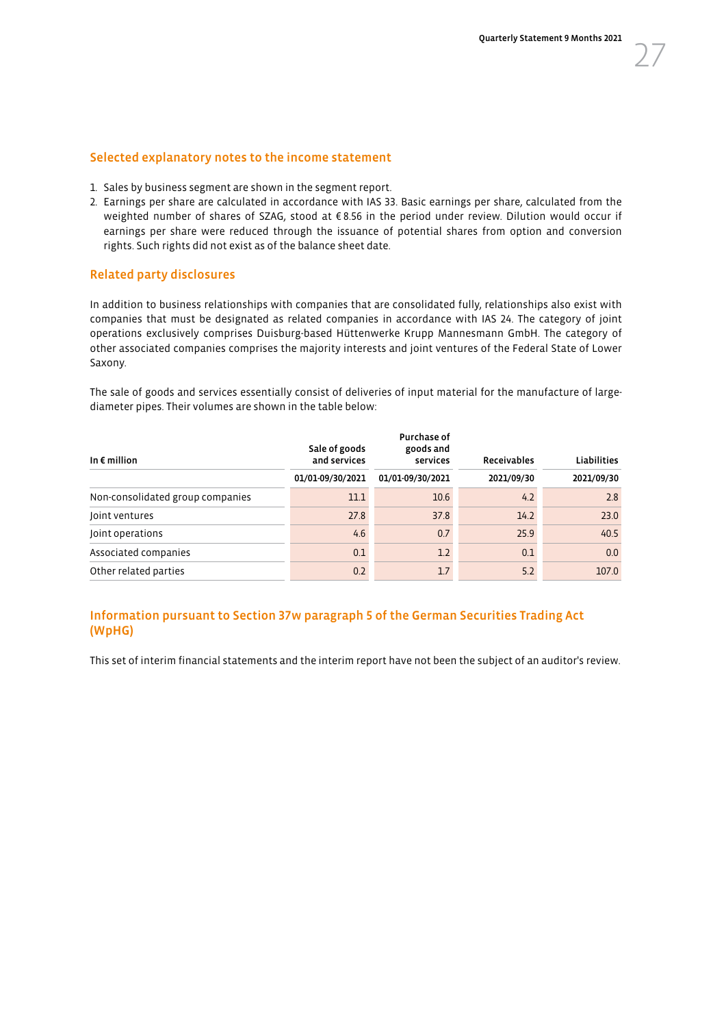## Selected explanatory notes to the income statement

1. Sales by business segment are shown in the segment report.
2. Earnings per share are calculated in accordance with IAS 33. Basic earnings per share, calculated from the weighted number of shares of SZAG, stood at € 8.56 in the period under review. Dilution would occur if earnings per share were reduced through the issuance of potential shares from option and conversion rights. Such rights did not exist as of the balance sheet date.

## Related party disclosures

In addition to business relationships with companies that are consolidated fully, relationships also exist with companies that must be designated as related companies in accordance with IAS 24. The category of joint operations exclusively comprises Duisburg-based Hüttenwerke Krupp Mannesmann GmbH. The category of other associated companies comprises the majority interests and joint ventures of the Federal State of Lower Saxony.

The sale of goods and services essentially consist of deliveries of input material for the manufacture of large-diameter pipes. Their volumes are shown in the table below:

| In € million | Sale of goods and services | Purchase of goods and services | Receivables | Liabilities |
|---|---|---|---|---|
| | 01/01-09/30/2021 | 01/01-09/30/2021 | 2021/09/30 | 2021/09/30 |
| Non-consolidated group companies | 11.1 | 10.6 | 4.2 | 2.8 |
| Joint ventures | 27.8 | 37.8 | 14.2 | 23.0 |
| Joint operations | 4.6 | 0.7 | 25.9 | 40.5 |
| Associated companies | 0.1 | 1.2 | 0.1 | 0.0 |
| Other related parties | 0.2 | 1.7 | 5.2 | 107.0 |

## Information pursuant to Section 37w paragraph 5 of the German Securities Trading Act (WpHG)

This set of interim financial statements and the interim report have not been the subject of an auditor's review.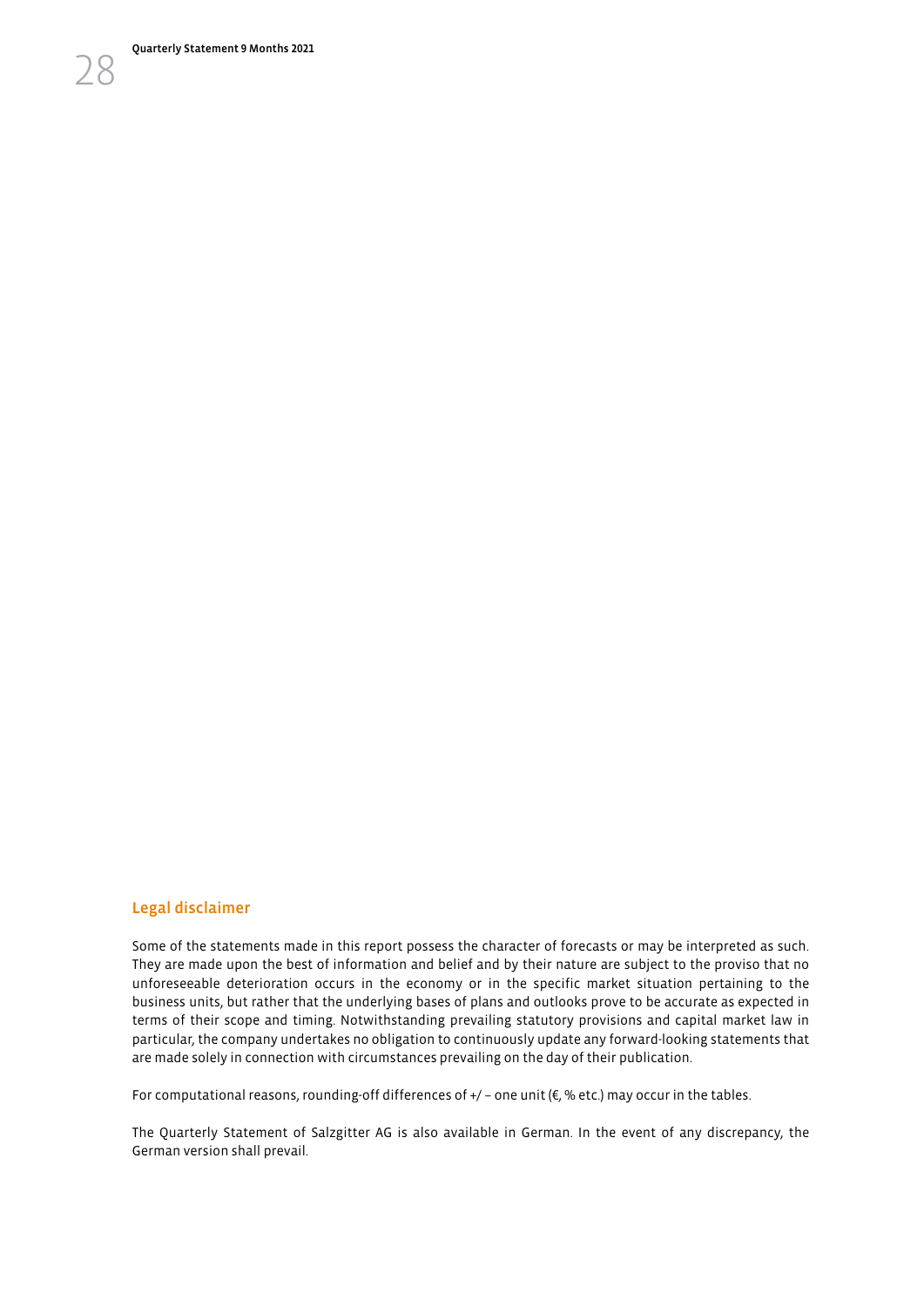## Legal disclaimer

Some of the statements made in this report possess the character of forecasts or may be interpreted as such. They are made upon the best of information and belief and by their nature are subject to the proviso that no unforeseeable deterioration occurs in the economy or in the specific market situation pertaining to the business units, but rather that the underlying bases of plans and outlooks prove to be accurate as expected in terms of their scope and timing. Notwithstanding prevailing statutory provisions and capital market law in particular, the company undertakes no obligation to continuously update any forward-looking statements that are made solely in connection with circumstances prevailing on the day of their publication.

For computational reasons, rounding-off differences of +/ – one unit (€, % etc.) may occur in the tables.

The Quarterly Statement of Salzgitter AG is also available in German. In the event of any discrepancy, the German version shall prevail.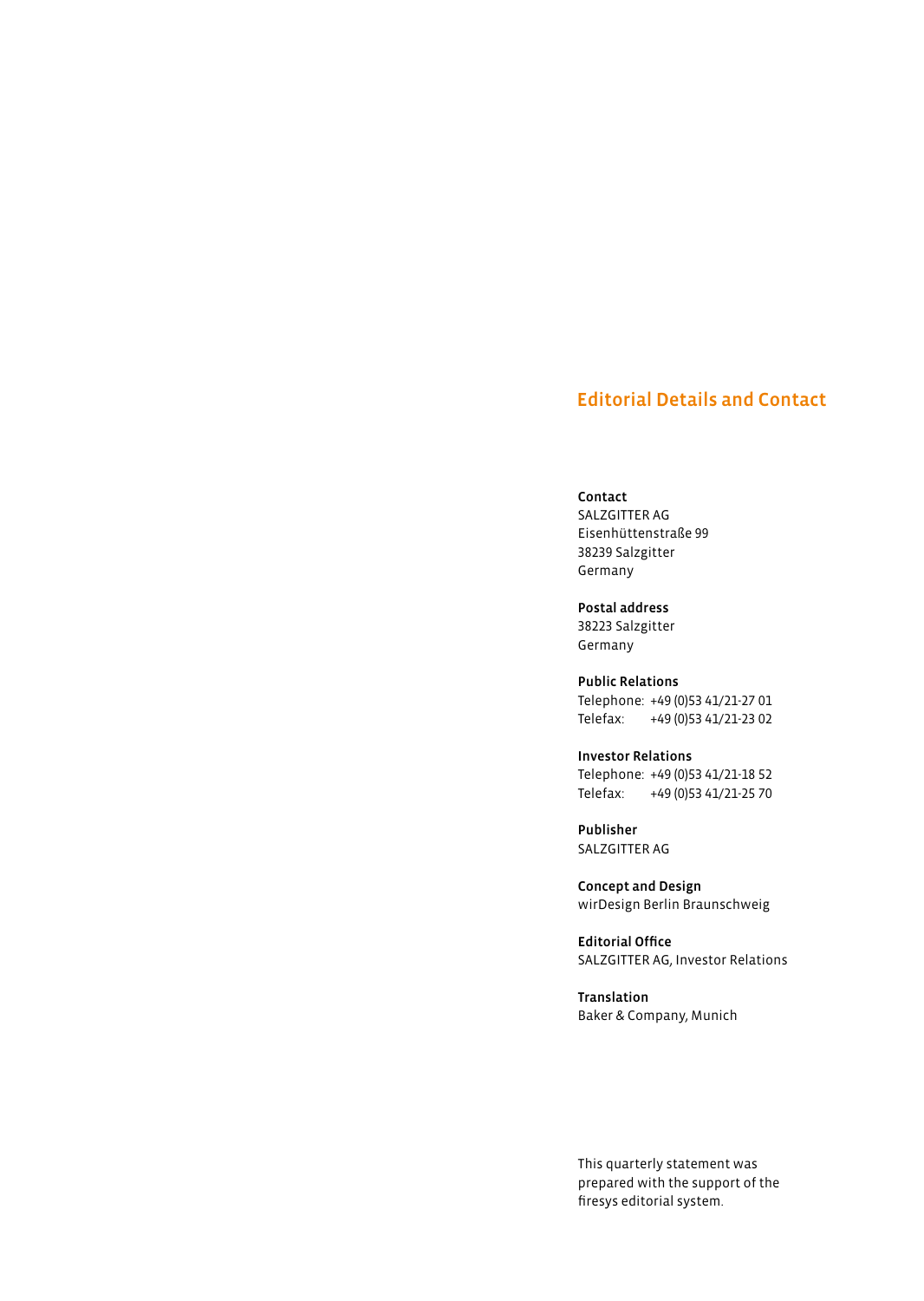# Editorial Details and Contact

**Contact**
SALZGITTER AG
Eisenhüttenstraße 99
38239 Salzgitter
Germany

**Postal address**
38223 Salzgitter
Germany

**Public Relations**
Telephone: +49 (0)53 41/21-27 01
Telefax: +49 (0)53 41/21-23 02

**Investor Relations**
Telephone: +49 (0)53 41/21-18 52
Telefax: +49 (0)53 41/21-25 70

**Publisher**
SALZGITTER AG

**Concept and Design**
wirDesign Berlin Braunschweig

**Editorial Office**
SALZGITTER AG, Investor Relations

**Translation**
Baker & Company, Munich

This quarterly statement was prepared with the support of the firesys editorial system.